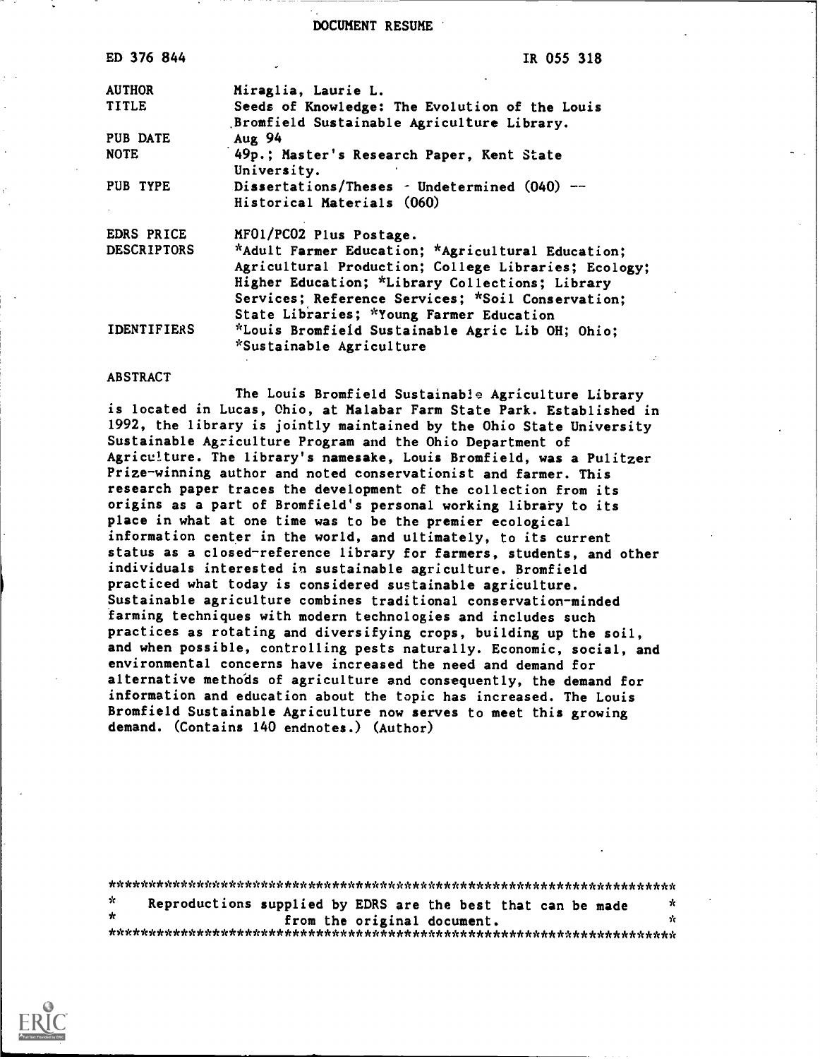DOCUMENT RESUME

| | |
|---|---|
| ED 376 844 | IR 055 318 |
| AUTHOR | Miraglia, Laurie L. |
| TITLE | Seeds of Knowledge: The Evolution of the Louis Bromfield Sustainable Agriculture Library. |
| PUB DATE | Aug 94 |
| NOTE | 49p.; Master's Research Paper, Kent State University. |
| PUB TYPE | Dissertations/Theses - Undetermined (040) -- Historical Materials (060) |
| EDRS PRICE | MF01/PC02 Plus Postage. |
| DESCRIPTORS | *Adult Farmer Education; *Agricultural Education; Agricultural Production; College Libraries; Ecology; Higher Education; *Library Collections; Library Services; Reference Services; *Soil Conservation; State Libraries; *Young Farmer Education |
| IDENTIFIERS | *Louis Bromfield Sustainable Agric Lib OH; Ohio; *Sustainable Agriculture |

ABSTRACT

The Louis Bromfield Sustainable Agriculture Library is located in Lucas, Ohio, at Malabar Farm State Park. Established in 1992, the library is jointly maintained by the Ohio State University Sustainable Agriculture Program and the Ohio Department of Agriculture. The library's namesake, Louis Bromfield, was a Pulitzer Prize-winning author and noted conservationist and farmer. This research paper traces the development of the collection from its origins as a part of Bromfield's personal working library to its place in what at one time was to be the premier ecological information center in the world, and ultimately, to its current status as a closed-reference library for farmers, students, and other individuals interested in sustainable agriculture. Bromfield practiced what today is considered sustainable agriculture. Sustainable agriculture combines traditional conservation-minded farming techniques with modern technologies and includes such practices as rotating and diversifying crops, building up the soil, and when possible, controlling pests naturally. Economic, social, and environmental concerns have increased the need and demand for alternative methods of agriculture and consequently, the demand for information and education about the topic has increased. The Louis Bromfield Sustainable Agriculture now serves to meet this growing demand. (Contains 140 endnotes.) (Author)

***********************************************************************

* Reproductions supplied by EDRS are the best that can be made from the original document. *

***********************************************************************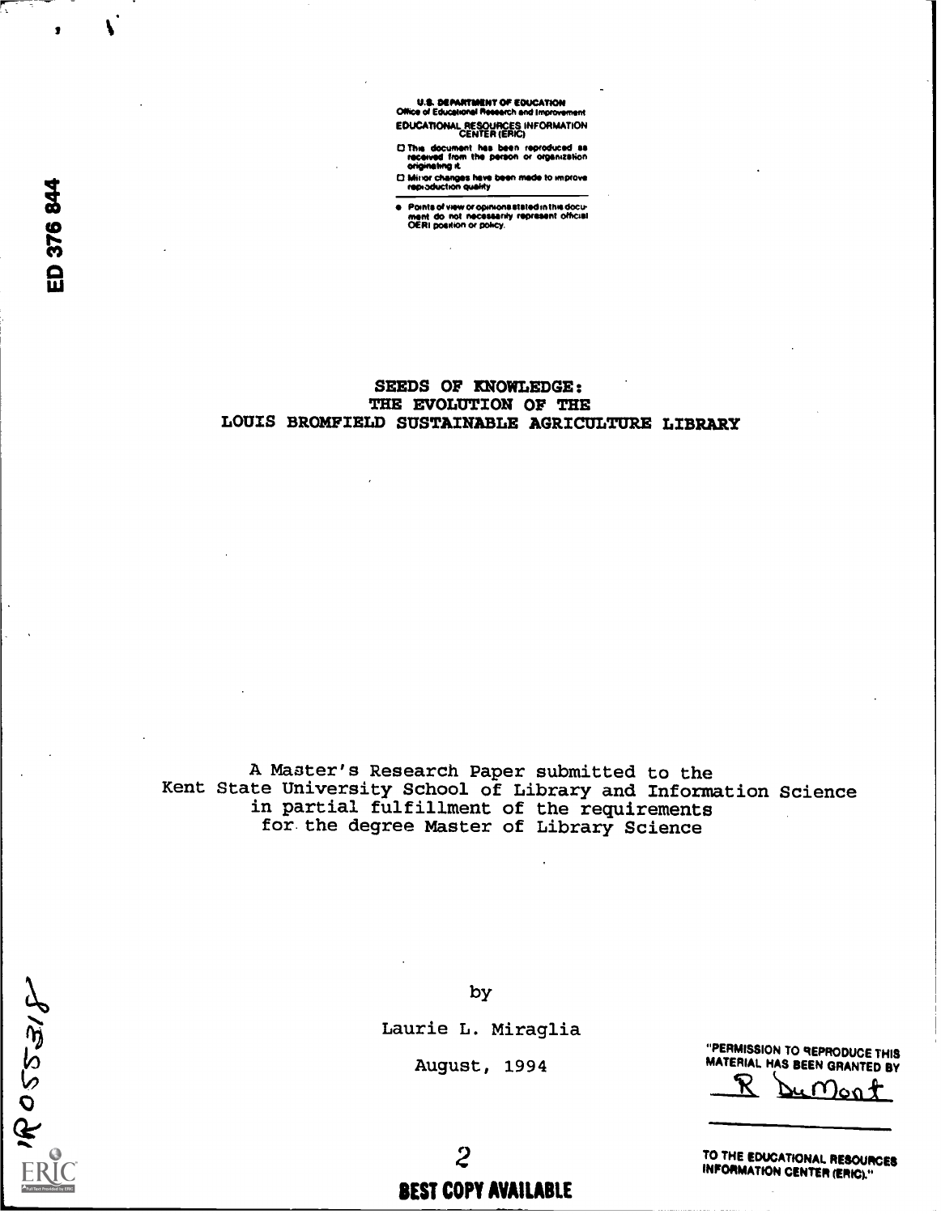U.S. DEPARTMENT OF EDUCATION
Office of Educational Research and Improvement
EDUCATIONAL RESOURCES INFORMATION CENTER (ERIC)

- This document has been reproduced as received from the person or organization originating it.
- Minor changes have been made to improve reproduction quality.
- Points of view or opinions stated in this document do not necessarily represent official OERI position or policy.

ED 376 844

# SEEDS OF KNOWLEDGE: THE EVOLUTION OF THE LOUIS BROMFIELD SUSTAINABLE AGRICULTURE LIBRARY

A Master's Research Paper submitted to the
Kent State University School of Library and Information Science
in partial fulfillment of the requirements
for the degree Master of Library Science

by

Laurie L. Miraglia

August, 1994

"PERMISSION TO REPRODUCE THIS MATERIAL HAS BEEN GRANTED BY

R DuMont

TO THE EDUCATIONAL RESOURCES INFORMATION CENTER (ERIC)."

IR055318

BEST COPY AVAILABLE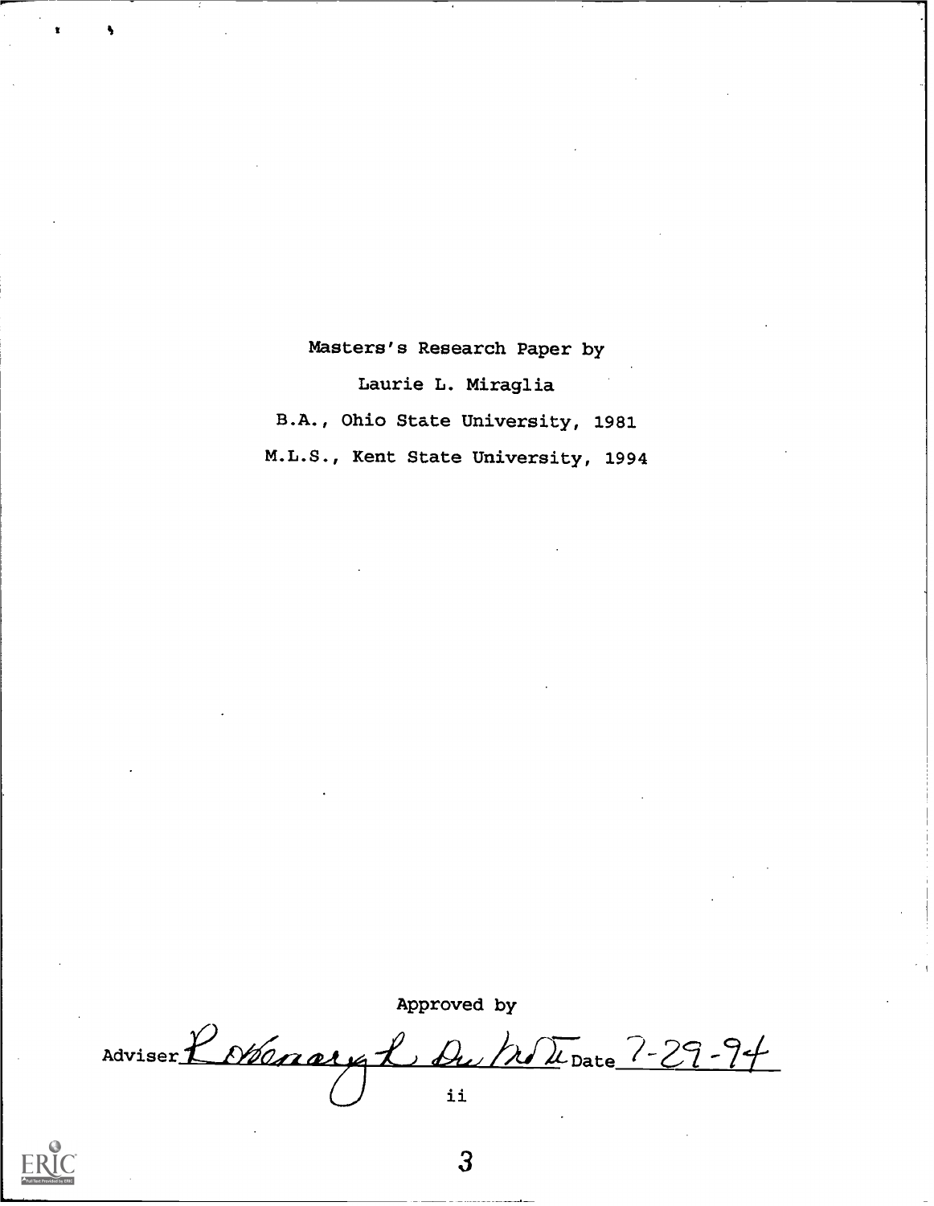Masters's Research Paper by

Laurie L. Miraglia

B.A., Ohio State University, 1981

M.L.S., Kent State University, 1994

Approved by

Adviser Rosemary L. Du Mont Date 7-29-94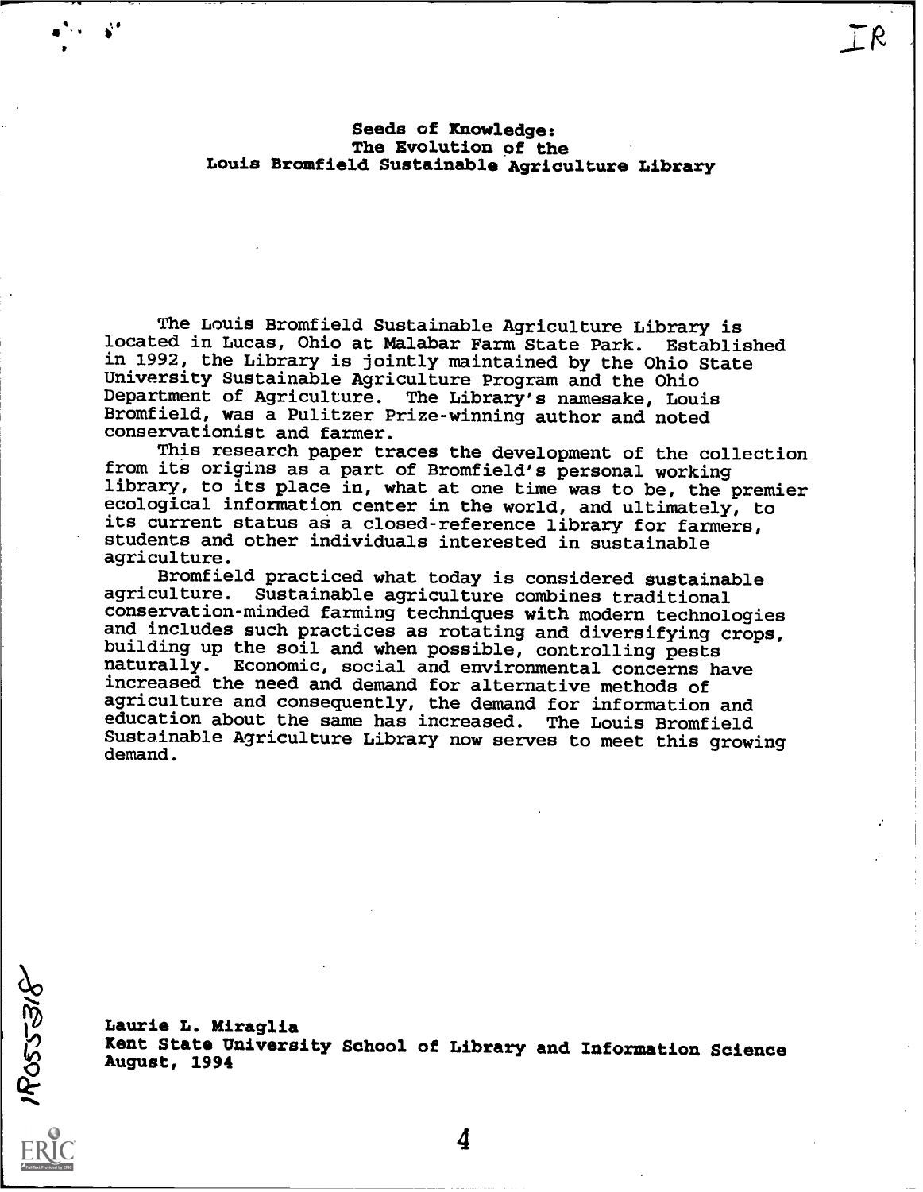# Seeds of Knowledge: The Evolution of the Louis Bromfield Sustainable Agriculture Library

The Louis Bromfield Sustainable Agriculture Library is located in Lucas, Ohio at Malabar Farm State Park. Established in 1992, the Library is jointly maintained by the Ohio State University Sustainable Agriculture Program and the Ohio Department of Agriculture. The Library's namesake, Louis Bromfield, was a Pulitzer Prize-winning author and noted conservationist and farmer.

This research paper traces the development of the collection from its origins as a part of Bromfield's personal working library, to its place in, what at one time was to be, the premier ecological information center in the world, and ultimately, to its current status as a closed-reference library for farmers, students and other individuals interested in sustainable agriculture.

Bromfield practiced what today is considered sustainable agriculture. Sustainable agriculture combines traditional conservation-minded farming techniques with modern technologies and includes such practices as rotating and diversifying crops, building up the soil and when possible, controlling pests naturally. Economic, social and environmental concerns have increased the need and demand for alternative methods of agriculture and consequently, the demand for information and education about the same has increased. The Louis Bromfield Sustainable Agriculture Library now serves to meet this growing demand.

**Laurie L. Miraglia**
**Kent State University School of Library and Information Science**
**August, 1994**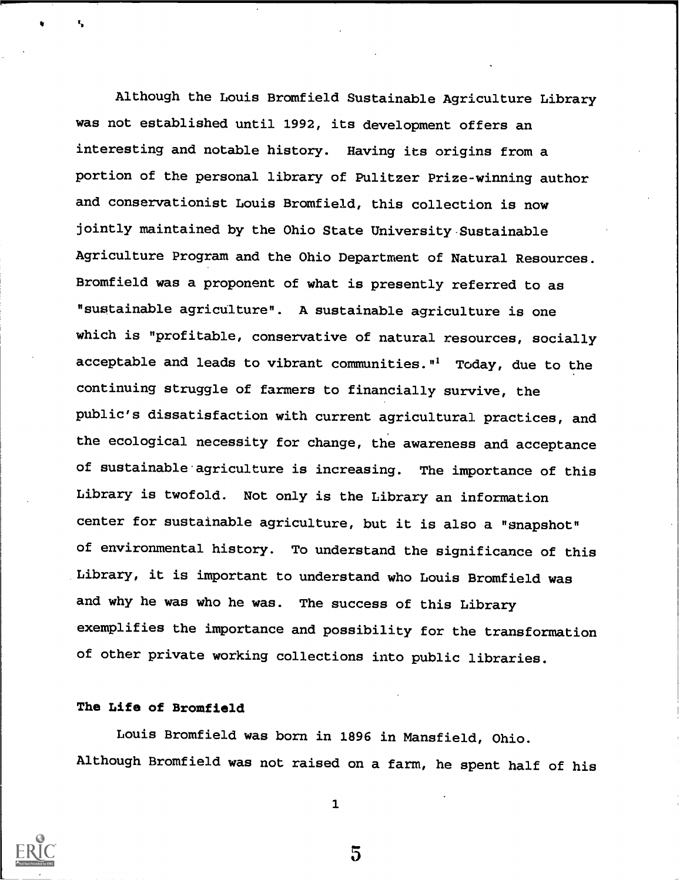Although the Louis Bromfield Sustainable Agriculture Library was not established until 1992, its development offers an interesting and notable history. Having its origins from a portion of the personal library of Pulitzer Prize-winning author and conservationist Louis Bromfield, this collection is now jointly maintained by the Ohio State University Sustainable Agriculture Program and the Ohio Department of Natural Resources. Bromfield was a proponent of what is presently referred to as "sustainable agriculture". A sustainable agriculture is one which is "profitable, conservative of natural resources, socially acceptable and leads to vibrant communities."[1] Today, due to the continuing struggle of farmers to financially survive, the public's dissatisfaction with current agricultural practices, and the ecological necessity for change, the awareness and acceptance of sustainable agriculture is increasing. The importance of this Library is twofold. Not only is the Library an information center for sustainable agriculture, but it is also a "snapshot" of environmental history. To understand the significance of this Library, it is important to understand who Louis Bromfield was and why he was who he was. The success of this Library exemplifies the importance and possibility for the transformation of other private working collections into public libraries.

**The Life of Bromfield**

Louis Bromfield was born in 1896 in Mansfield, Ohio. Although Bromfield was not raised on a farm, he spent half of his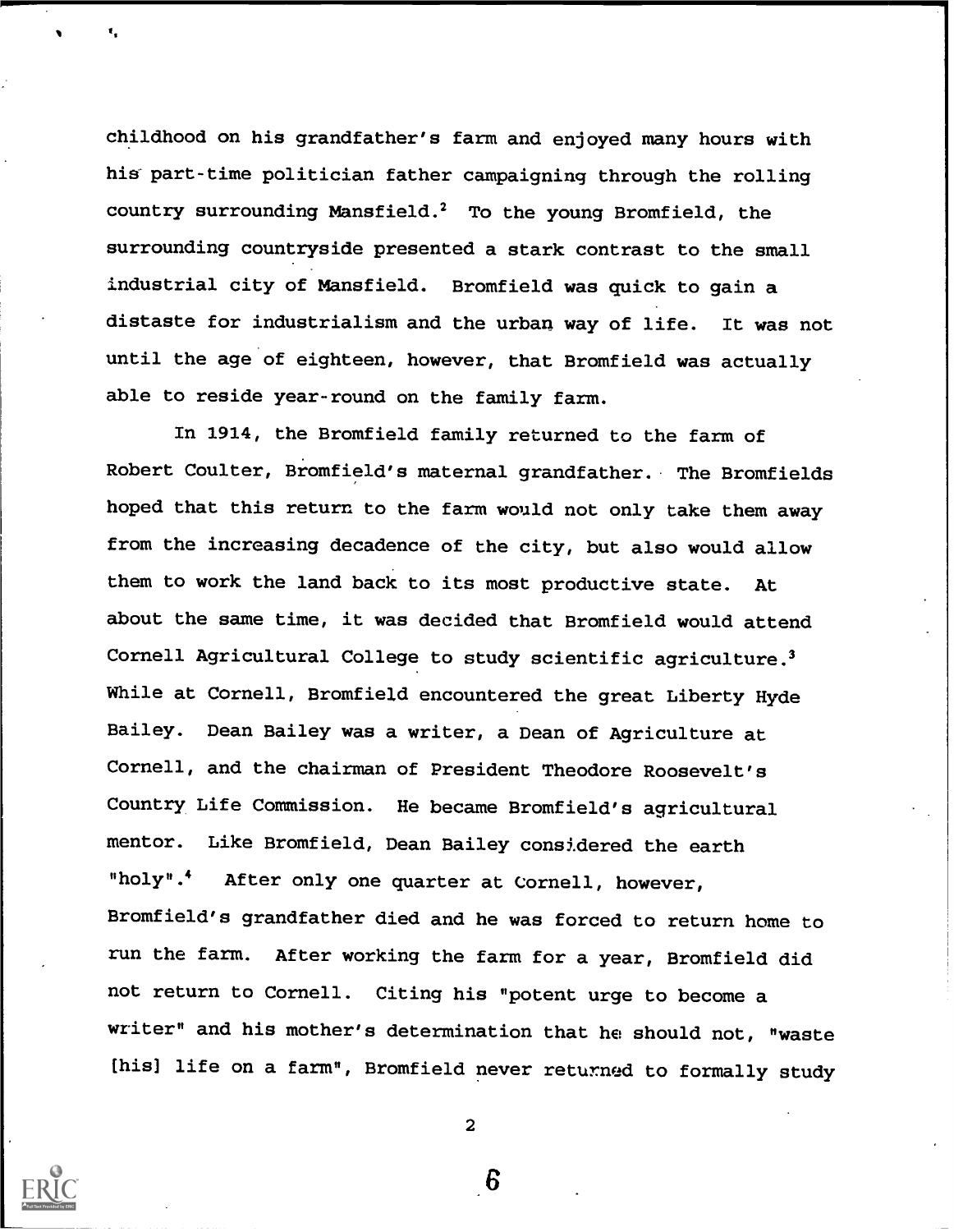childhood on his grandfather's farm and enjoyed many hours with his part-time politician father campaigning through the rolling country surrounding Mansfield.[2] To the young Bromfield, the surrounding countryside presented a stark contrast to the small industrial city of Mansfield. Bromfield was quick to gain a distaste for industrialism and the urban way of life. It was not until the age of eighteen, however, that Bromfield was actually able to reside year-round on the family farm.

In 1914, the Bromfield family returned to the farm of Robert Coulter, Bromfield's maternal grandfather. The Bromfields hoped that this return to the farm would not only take them away from the increasing decadence of the city, but also would allow them to work the land back to its most productive state. At about the same time, it was decided that Bromfield would attend Cornell Agricultural College to study scientific agriculture.[3] While at Cornell, Bromfield encountered the great Liberty Hyde Bailey. Dean Bailey was a writer, a Dean of Agriculture at Cornell, and the chairman of President Theodore Roosevelt's Country Life Commission. He became Bromfield's agricultural mentor. Like Bromfield, Dean Bailey considered the earth "holy".[4] After only one quarter at Cornell, however, Bromfield's grandfather died and he was forced to return home to run the farm. After working the farm for a year, Bromfield did not return to Cornell. Citing his "potent urge to become a writer" and his mother's determination that he should not, "waste [his] life on a farm", Bromfield never returned to formally study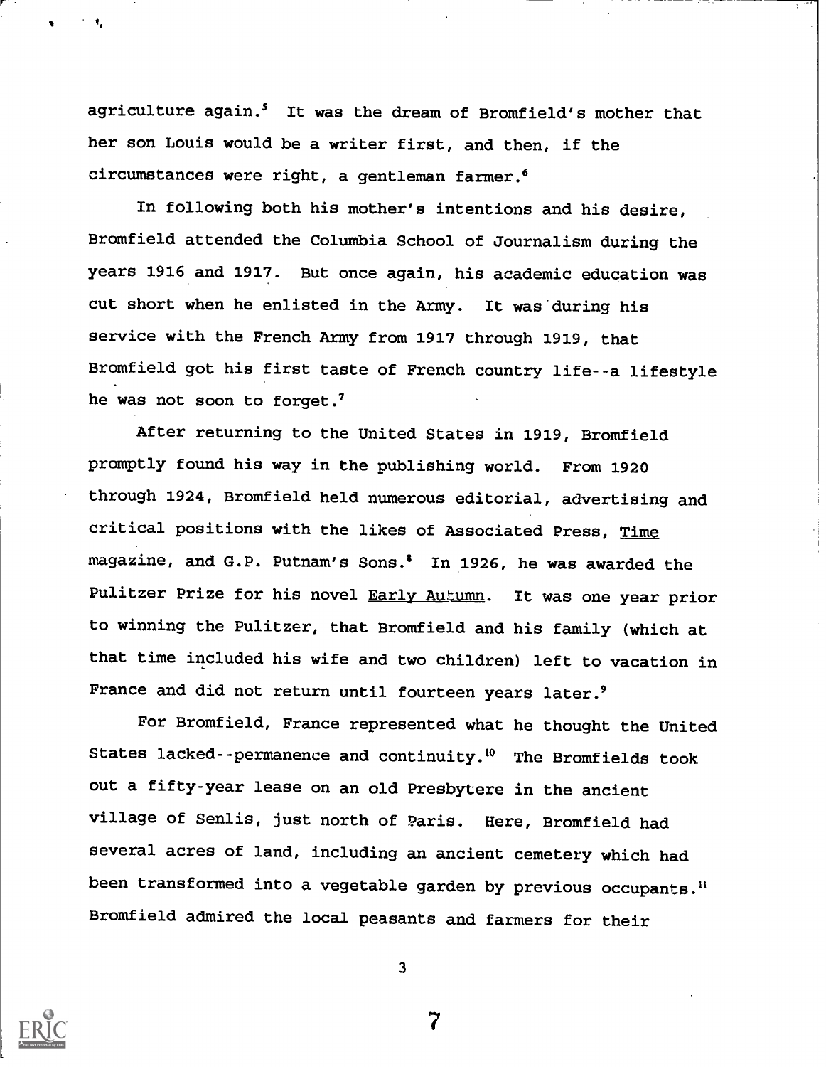agriculture again.[5] It was the dream of Bromfield's mother that her son Louis would be a writer first, and then, if the circumstances were right, a gentleman farmer.[6]

In following both his mother's intentions and his desire, Bromfield attended the Columbia School of Journalism during the years 1916 and 1917. But once again, his academic education was cut short when he enlisted in the Army. It was during his service with the French Army from 1917 through 1919, that Bromfield got his first taste of French country life--a lifestyle he was not soon to forget.[7]

After returning to the United States in 1919, Bromfield promptly found his way in the publishing world. From 1920 through 1924, Bromfield held numerous editorial, advertising and critical positions with the likes of Associated Press, Time magazine, and G.P. Putnam's Sons.[8] In 1926, he was awarded the Pulitzer Prize for his novel Early Autumn. It was one year prior to winning the Pulitzer, that Bromfield and his family (which at that time included his wife and two children) left to vacation in France and did not return until fourteen years later.[9]

For Bromfield, France represented what he thought the United States lacked--permanence and continuity.[10] The Bromfields took out a fifty-year lease on an old Presbytere in the ancient village of Senlis, just north of Paris. Here, Bromfield had several acres of land, including an ancient cemetery which had been transformed into a vegetable garden by previous occupants.[11] Bromfield admired the local peasants and farmers for their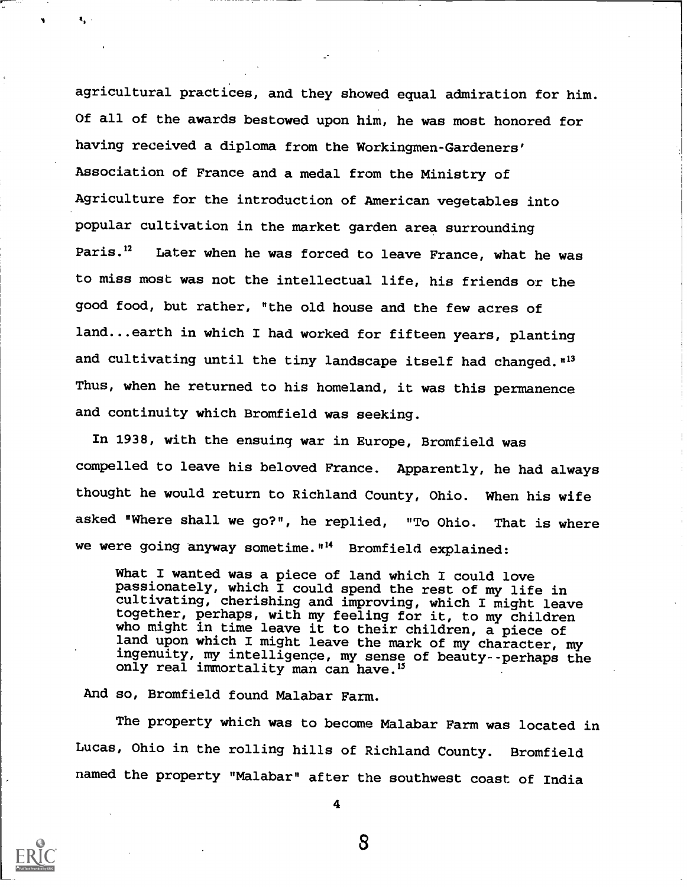agricultural practices, and they showed equal admiration for him. Of all of the awards bestowed upon him, he was most honored for having received a diploma from the Workingmen-Gardeners' Association of France and a medal from the Ministry of Agriculture for the introduction of American vegetables into popular cultivation in the market garden area surrounding Paris.[12] Later when he was forced to leave France, what he was to miss most was not the intellectual life, his friends or the good food, but rather, "the old house and the few acres of land...earth in which I had worked for fifteen years, planting and cultivating until the tiny landscape itself had changed."[13] Thus, when he returned to his homeland, it was this permanence and continuity which Bromfield was seeking.

In 1938, with the ensuing war in Europe, Bromfield was compelled to leave his beloved France. Apparently, he had always thought he would return to Richland County, Ohio. When his wife asked "Where shall we go?", he replied, "To Ohio. That is where we were going anyway sometime."[14] Bromfield explained:

> What I wanted was a piece of land which I could love passionately, which I could spend the rest of my life in cultivating, cherishing and improving, which I might leave together, perhaps, with my feeling for it, to my children who might in time leave it to their children, a piece of land upon which I might leave the mark of my character, my ingenuity, my intelligence, my sense of beauty--perhaps the only real immortality man can have.[15]

And so, Bromfield found Malabar Farm.

The property which was to become Malabar Farm was located in Lucas, Ohio in the rolling hills of Richland County. Bromfield named the property "Malabar" after the southwest coast of India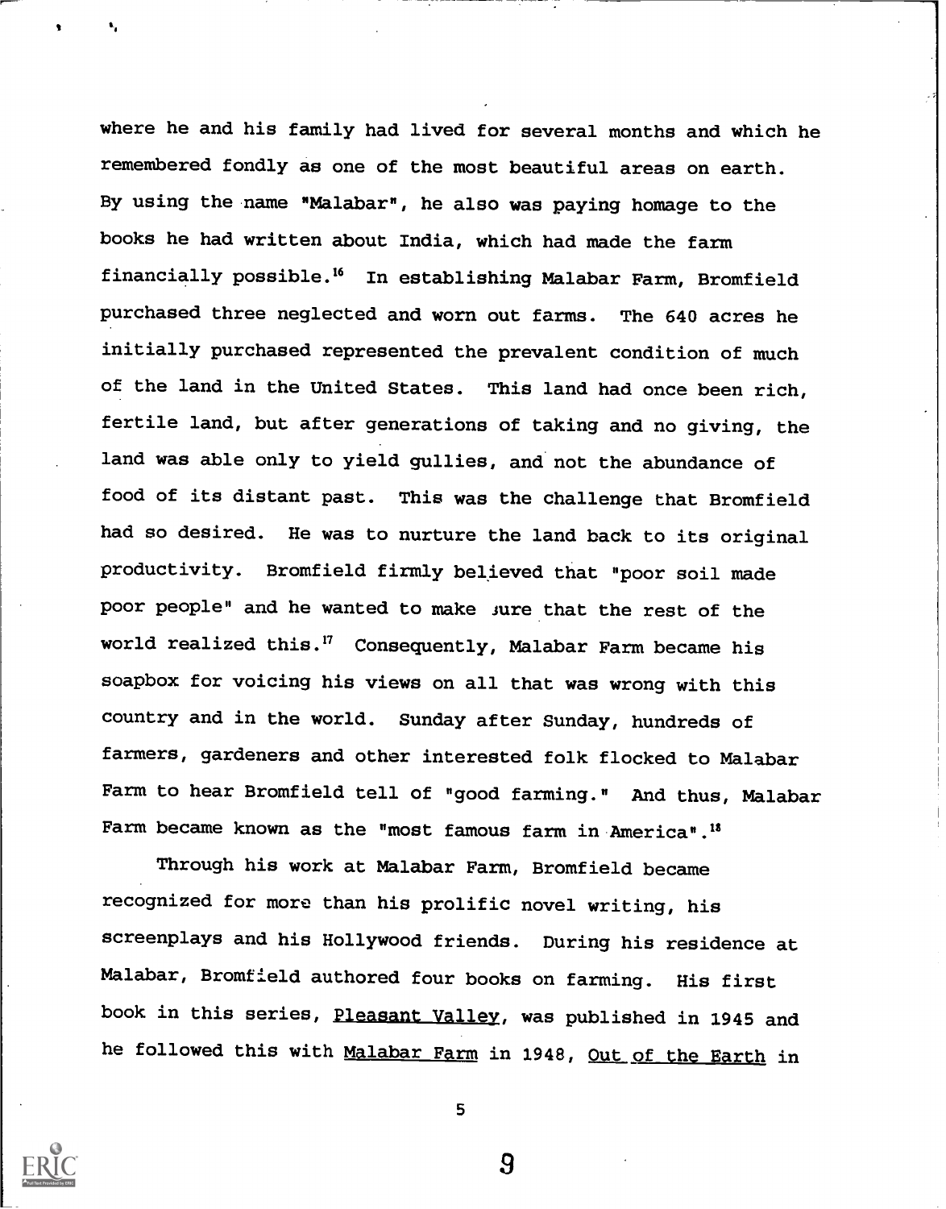where he and his family had lived for several months and which he remembered fondly as one of the most beautiful areas on earth. By using the name "Malabar", he also was paying homage to the books he had written about India, which had made the farm financially possible.[16] In establishing Malabar Farm, Bromfield purchased three neglected and worn out farms. The 640 acres he initially purchased represented the prevalent condition of much of the land in the United States. This land had once been rich, fertile land, but after generations of taking and no giving, the land was able only to yield gullies, and not the abundance of food of its distant past. This was the challenge that Bromfield had so desired. He was to nurture the land back to its original productivity. Bromfield firmly believed that "poor soil made poor people" and he wanted to make sure that the rest of the world realized this.[17] Consequently, Malabar Farm became his soapbox for voicing his views on all that was wrong with this country and in the world. Sunday after Sunday, hundreds of farmers, gardeners and other interested folk flocked to Malabar Farm to hear Bromfield tell of "good farming." And thus, Malabar Farm became known as the "most famous farm in America".[18]

Through his work at Malabar Farm, Bromfield became recognized for more than his prolific novel writing, his screenplays and his Hollywood friends. During his residence at Malabar, Bromfield authored four books on farming. His first book in this series, Pleasant Valley, was published in 1945 and he followed this with Malabar Farm in 1948, Out of the Earth in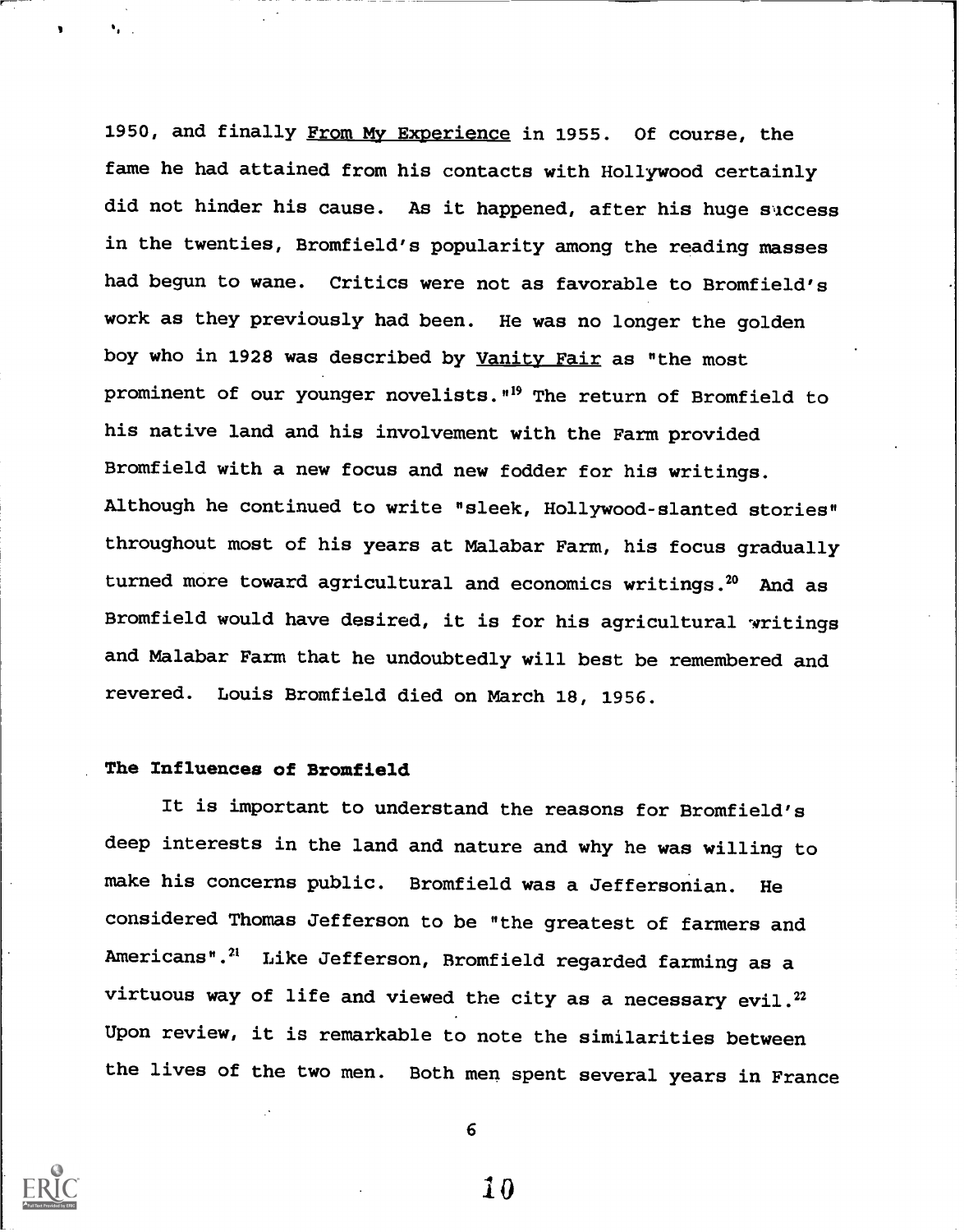1950, and finally From My Experience in 1955. Of course, the fame he had attained from his contacts with Hollywood certainly did not hinder his cause. As it happened, after his huge success in the twenties, Bromfield's popularity among the reading masses had begun to wane. Critics were not as favorable to Bromfield's work as they previously had been. He was no longer the golden boy who in 1928 was described by Vanity Fair as "the most prominent of our younger novelists."[19] The return of Bromfield to his native land and his involvement with the Farm provided Bromfield with a new focus and new fodder for his writings. Although he continued to write "sleek, Hollywood-slanted stories" throughout most of his years at Malabar Farm, his focus gradually turned more toward agricultural and economics writings.[20] And as Bromfield would have desired, it is for his agricultural writings and Malabar Farm that he undoubtedly will best be remembered and revered. Louis Bromfield died on March 18, 1956.

### The Influences of Bromfield

It is important to understand the reasons for Bromfield's deep interests in the land and nature and why he was willing to make his concerns public. Bromfield was a Jeffersonian. He considered Thomas Jefferson to be "the greatest of farmers and Americans".[21] Like Jefferson, Bromfield regarded farming as a virtuous way of life and viewed the city as a necessary evil.[22] Upon review, it is remarkable to note the similarities between the lives of the two men. Both men spent several years in France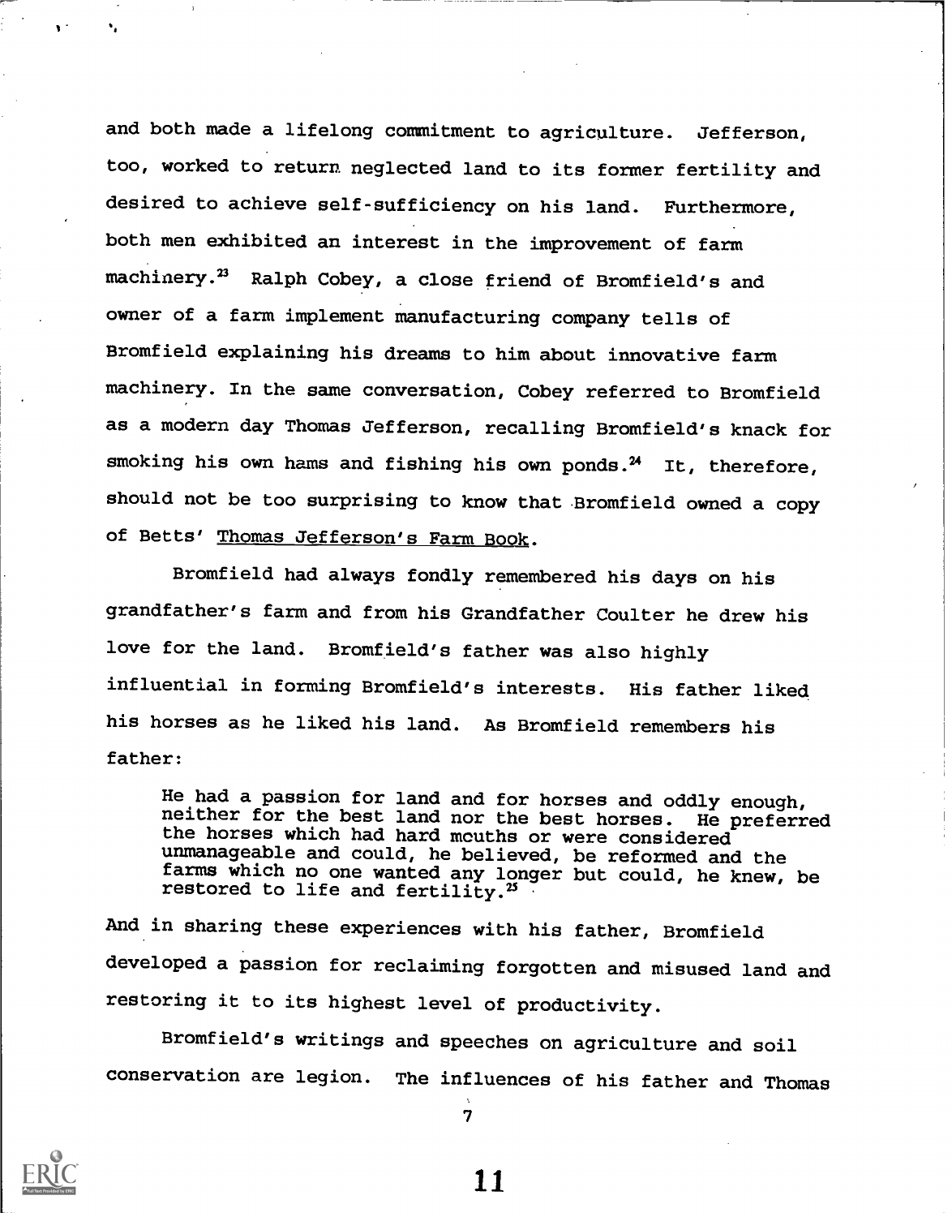and both made a lifelong commitment to agriculture. Jefferson, too, worked to return neglected land to its former fertility and desired to achieve self-sufficiency on his land. Furthermore, both men exhibited an interest in the improvement of farm machinery.[23] Ralph Cobey, a close friend of Bromfield's and owner of a farm implement manufacturing company tells of Bromfield explaining his dreams to him about innovative farm machinery. In the same conversation, Cobey referred to Bromfield as a modern day Thomas Jefferson, recalling Bromfield's knack for smoking his own hams and fishing his own ponds.[24] It, therefore, should not be too surprising to know that Bromfield owned a copy of Betts' Thomas Jefferson's Farm Book.

Bromfield had always fondly remembered his days on his grandfather's farm and from his Grandfather Coulter he drew his love for the land. Bromfield's father was also highly influential in forming Bromfield's interests. His father liked his horses as he liked his land. As Bromfield remembers his father:

> He had a passion for land and for horses and oddly enough, neither for the best land nor the best horses. He preferred the horses which had hard mouths or were considered unmanageable and could, he believed, be reformed and the farms which no one wanted any longer but could, he knew, be restored to life and fertility.[25]

And in sharing these experiences with his father, Bromfield developed a passion for reclaiming forgotten and misused land and restoring it to its highest level of productivity.

Bromfield's writings and speeches on agriculture and soil conservation are legion. The influences of his father and Thomas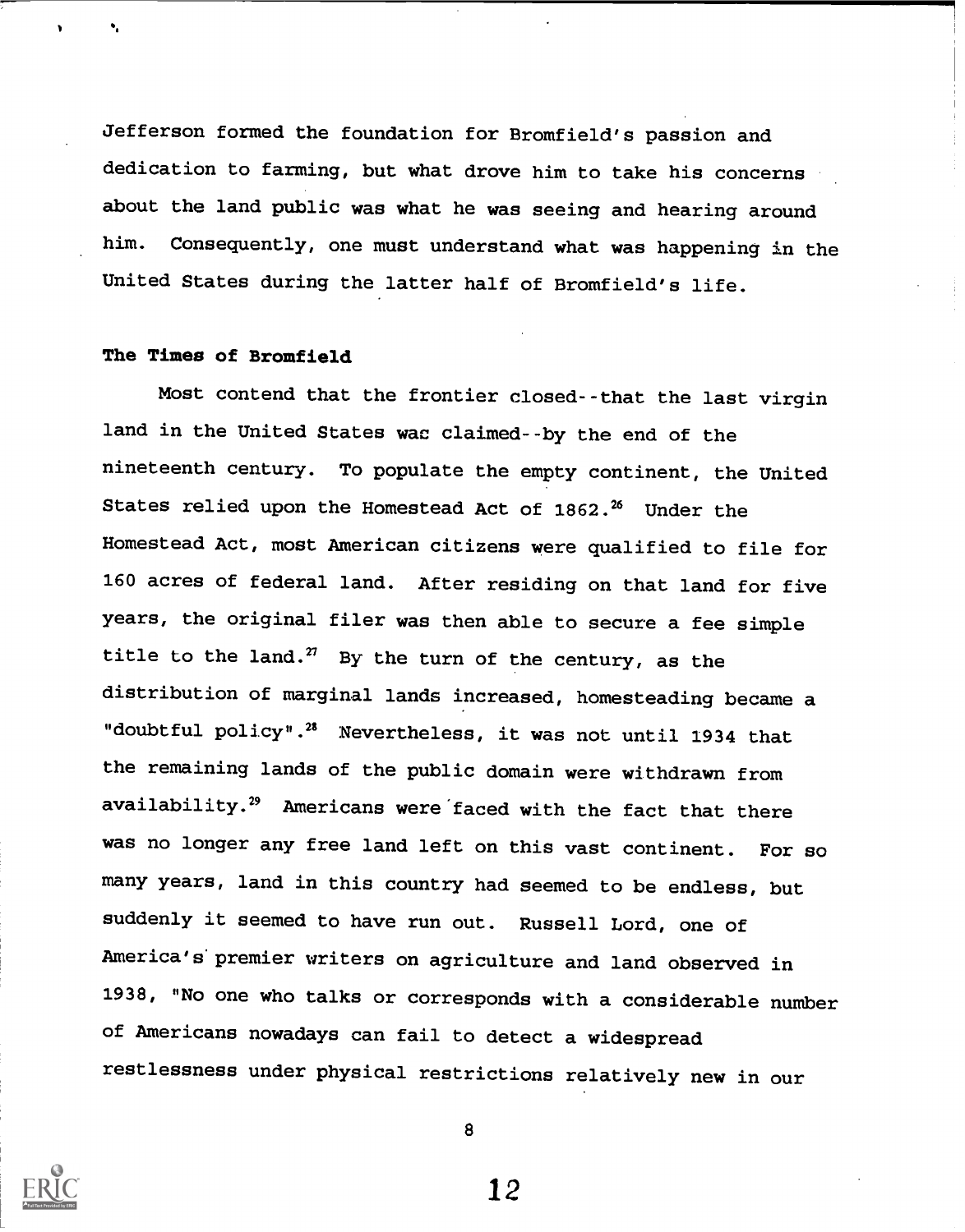Jefferson formed the foundation for Bromfield's passion and dedication to farming, but what drove him to take his concerns about the land public was what he was seeing and hearing around him. Consequently, one must understand what was happening in the United States during the latter half of Bromfield's life.

### The Times of Bromfield

Most contend that the frontier closed--that the last virgin land in the United States was claimed--by the end of the nineteenth century. To populate the empty continent, the United States relied upon the Homestead Act of 1862.[26] Under the Homestead Act, most American citizens were qualified to file for 160 acres of federal land. After residing on that land for five years, the original filer was then able to secure a fee simple title to the land.[27] By the turn of the century, as the distribution of marginal lands increased, homesteading became a "doubtful policy".[28] Nevertheless, it was not until 1934 that the remaining lands of the public domain were withdrawn from availability.[29] Americans were faced with the fact that there was no longer any free land left on this vast continent. For so many years, land in this country had seemed to be endless, but suddenly it seemed to have run out. Russell Lord, one of America's premier writers on agriculture and land observed in 1938, "No one who talks or corresponds with a considerable number of Americans nowadays can fail to detect a widespread restlessness under physical restrictions relatively new in our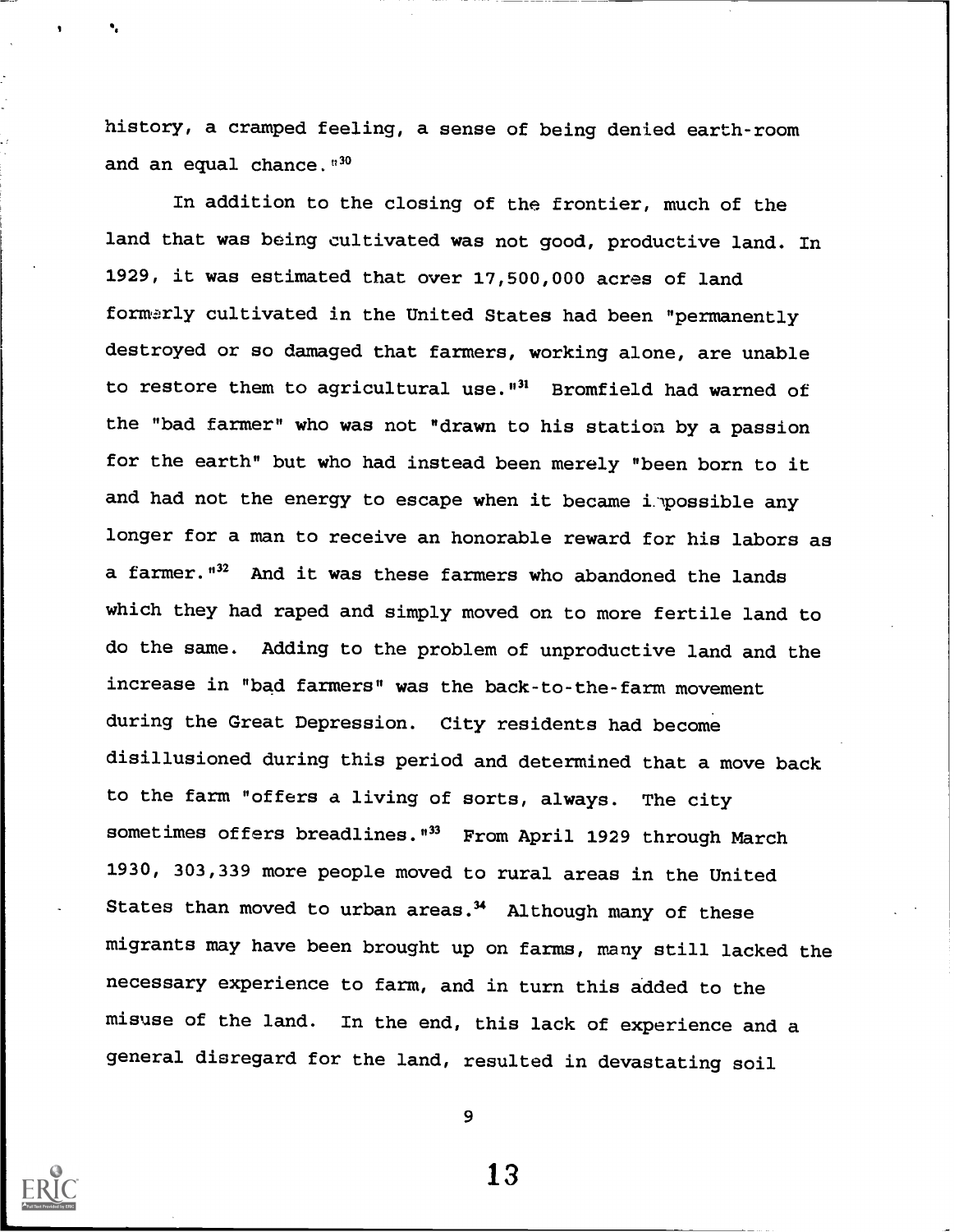history, a cramped feeling, a sense of being denied earth-room and an equal chance."[30]

In addition to the closing of the frontier, much of the land that was being cultivated was not good, productive land. In 1929, it was estimated that over 17,500,000 acres of land formerly cultivated in the United States had been "permanently destroyed or so damaged that farmers, working alone, are unable to restore them to agricultural use."[31] Bromfield had warned of the "bad farmer" who was not "drawn to his station by a passion for the earth" but who had instead been merely "been born to it and had not the energy to escape when it became impossible any longer for a man to receive an honorable reward for his labors as a farmer."[32] And it was these farmers who abandoned the lands which they had raped and simply moved on to more fertile land to do the same. Adding to the problem of unproductive land and the increase in "bad farmers" was the back-to-the-farm movement during the Great Depression. City residents had become disillusioned during this period and determined that a move back to the farm "offers a living of sorts, always. The city sometimes offers breadlines."[33] From April 1929 through March 1930, 303,339 more people moved to rural areas in the United States than moved to urban areas.[34] Although many of these migrants may have been brought up on farms, many still lacked the necessary experience to farm, and in turn this added to the misuse of the land. In the end, this lack of experience and a general disregard for the land, resulted in devastating soil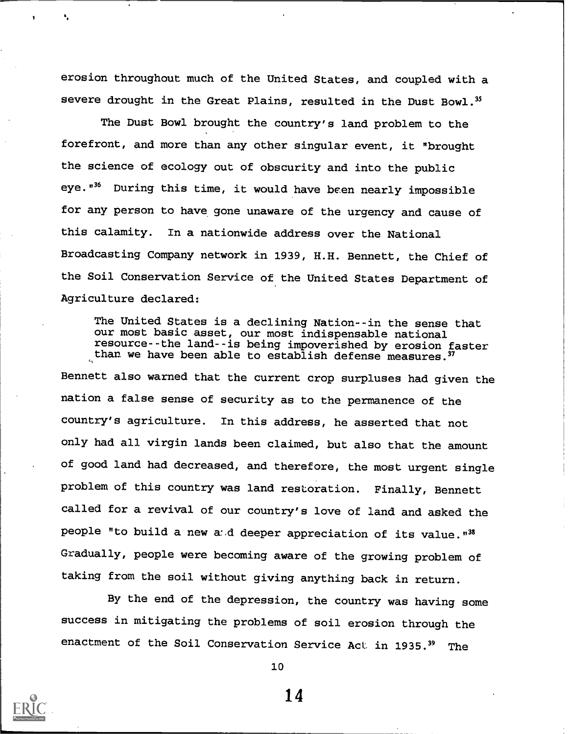erosion throughout much of the United States, and coupled with a severe drought in the Great Plains, resulted in the Dust Bowl.[35]

The Dust Bowl brought the country's land problem to the forefront, and more than any other singular event, it "brought the science of ecology out of obscurity and into the public eye."[36] During this time, it would have been nearly impossible for any person to have gone unaware of the urgency and cause of this calamity. In a nationwide address over the National Broadcasting Company network in 1939, H.H. Bennett, the Chief of the Soil Conservation Service of the United States Department of Agriculture declared:

> The United States is a declining Nation--in the sense that our most basic asset, our most indispensable national resource--the land--is being impoverished by erosion faster than we have been able to establish defense measures.[37]

Bennett also warned that the current crop surpluses had given the nation a false sense of security as to the permanence of the country's agriculture. In this address, he asserted that not only had all virgin lands been claimed, but also that the amount of good land had decreased, and therefore, the most urgent single problem of this country was land restoration. Finally, Bennett called for a revival of our country's love of land and asked the people "to build a new and deeper appreciation of its value."[38] Gradually, people were becoming aware of the growing problem of taking from the soil without giving anything back in return.

By the end of the depression, the country was having some success in mitigating the problems of soil erosion through the enactment of the Soil Conservation Service Act in 1935.[39] The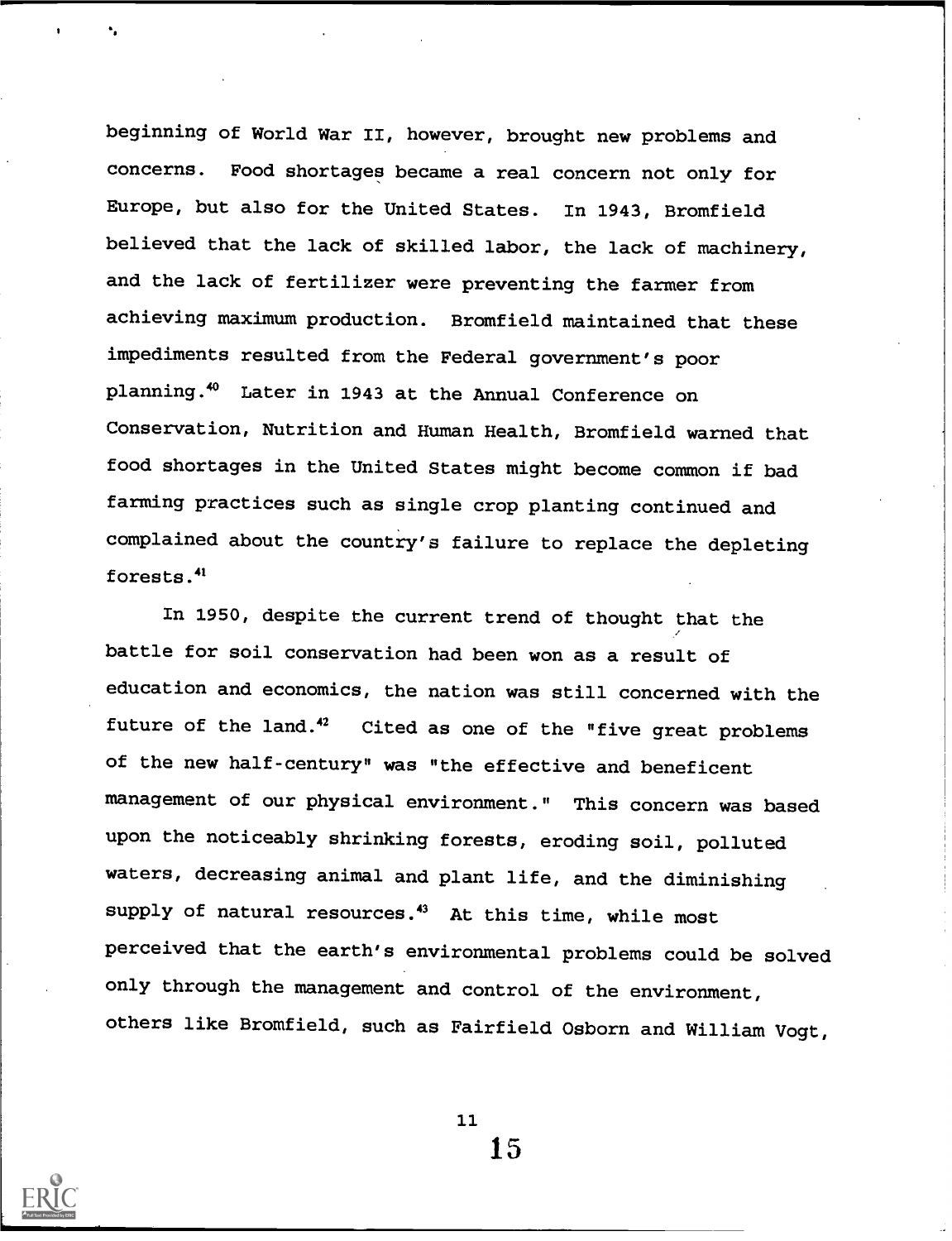beginning of World War II, however, brought new problems and concerns. Food shortages became a real concern not only for Europe, but also for the United States. In 1943, Bromfield believed that the lack of skilled labor, the lack of machinery, and the lack of fertilizer were preventing the farmer from achieving maximum production. Bromfield maintained that these impediments resulted from the Federal government's poor planning.[40] Later in 1943 at the Annual Conference on Conservation, Nutrition and Human Health, Bromfield warned that food shortages in the United States might become common if bad farming practices such as single crop planting continued and complained about the country's failure to replace the depleting forests.[41]

In 1950, despite the current trend of thought that the battle for soil conservation had been won as a result of education and economics, the nation was still concerned with the future of the land.[42] Cited as one of the "five great problems of the new half-century" was "the effective and beneficent management of our physical environment." This concern was based upon the noticeably shrinking forests, eroding soil, polluted waters, decreasing animal and plant life, and the diminishing supply of natural resources.[43] At this time, while most perceived that the earth's environmental problems could be solved only through the management and control of the environment, others like Bromfield, such as Fairfield Osborn and William Vogt,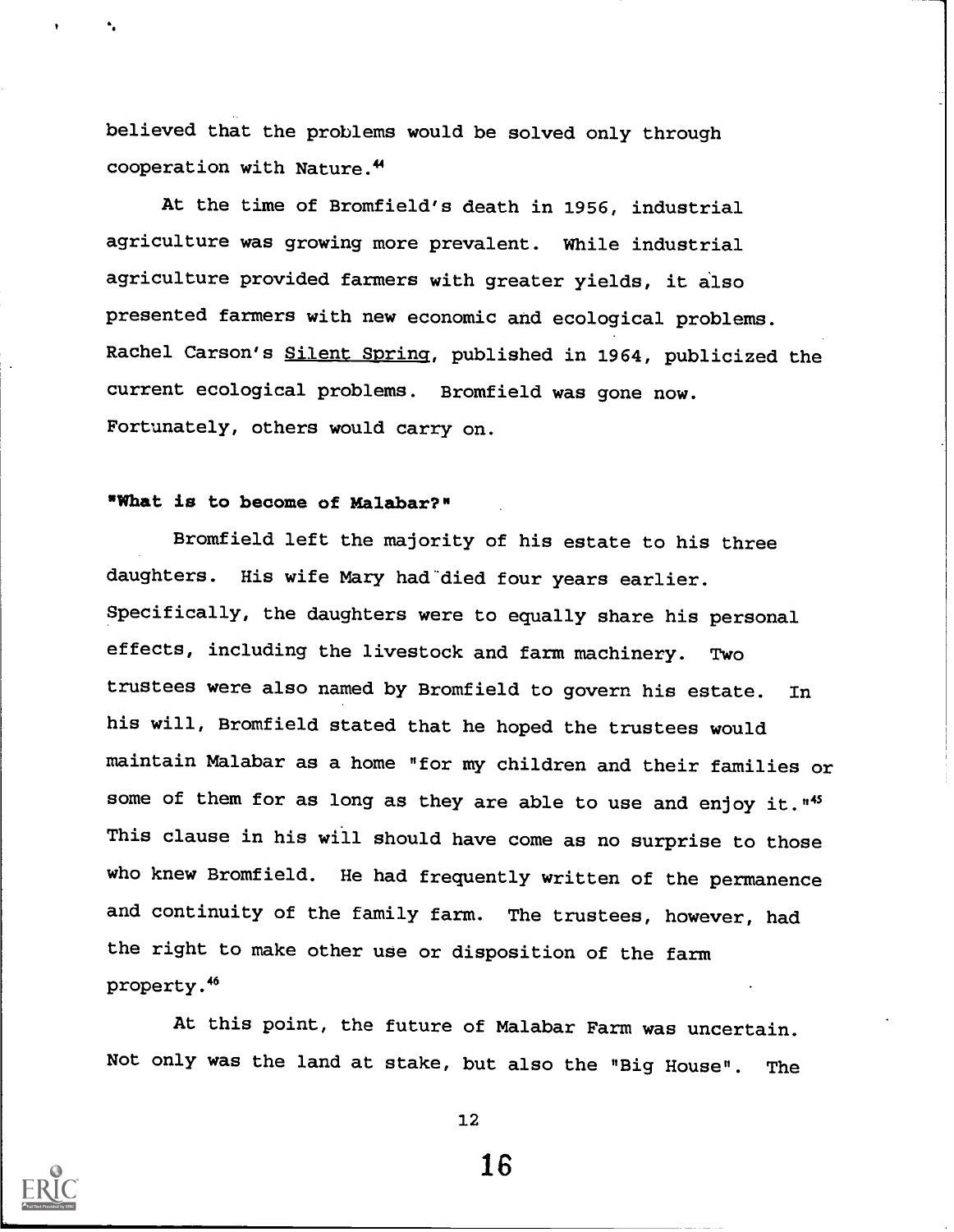believed that the problems would be solved only through cooperation with Nature.[44]

At the time of Bromfield's death in 1956, industrial agriculture was growing more prevalent. While industrial agriculture provided farmers with greater yields, it also presented farmers with new economic and ecological problems. Rachel Carson's Silent Spring, published in 1964, publicized the current ecological problems. Bromfield was gone now. Fortunately, others would carry on.

**"What is to become of Malabar?"**

Bromfield left the majority of his estate to his three daughters. His wife Mary had died four years earlier. Specifically, the daughters were to equally share his personal effects, including the livestock and farm machinery. Two trustees were also named by Bromfield to govern his estate. In his will, Bromfield stated that he hoped the trustees would maintain Malabar as a home "for my children and their families or some of them for as long as they are able to use and enjoy it."[45] This clause in his will should have come as no surprise to those who knew Bromfield. He had frequently written of the permanence and continuity of the family farm. The trustees, however, had the right to make other use or disposition of the farm property.[46]

At this point, the future of Malabar Farm was uncertain. Not only was the land at stake, but also the "Big House". The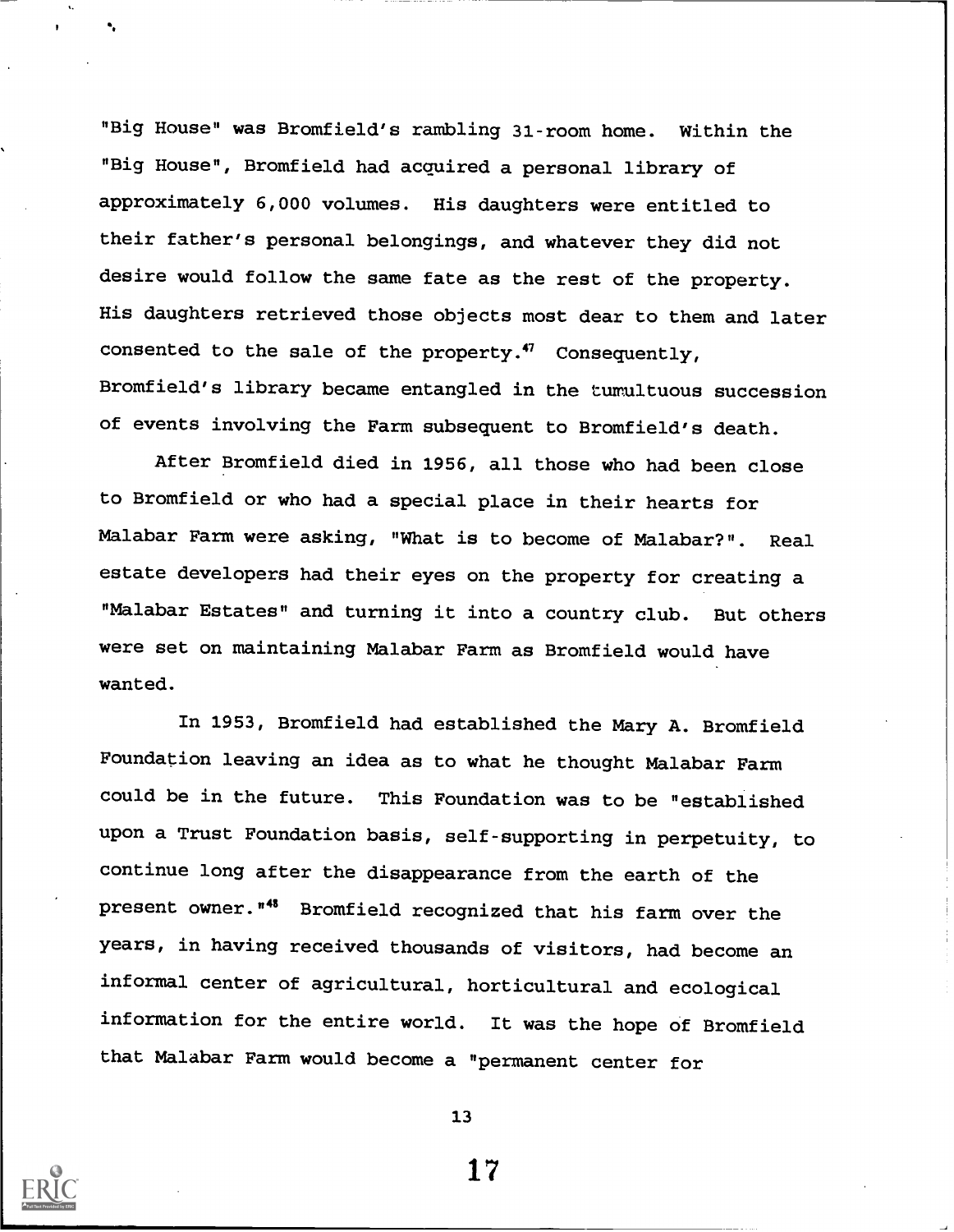"Big House" was Bromfield's rambling 31-room home. Within the "Big House", Bromfield had acquired a personal library of approximately 6,000 volumes. His daughters were entitled to their father's personal belongings, and whatever they did not desire would follow the same fate as the rest of the property. His daughters retrieved those objects most dear to them and later consented to the sale of the property.[47] Consequently, Bromfield's library became entangled in the tumultuous succession of events involving the Farm subsequent to Bromfield's death.

After Bromfield died in 1956, all those who had been close to Bromfield or who had a special place in their hearts for Malabar Farm were asking, "What is to become of Malabar?". Real estate developers had their eyes on the property for creating a "Malabar Estates" and turning it into a country club. But others were set on maintaining Malabar Farm as Bromfield would have wanted.

In 1953, Bromfield had established the Mary A. Bromfield Foundation leaving an idea as to what he thought Malabar Farm could be in the future. This Foundation was to be "established upon a Trust Foundation basis, self-supporting in perpetuity, to continue long after the disappearance from the earth of the present owner."[48] Bromfield recognized that his farm over the years, in having received thousands of visitors, had become an informal center of agricultural, horticultural and ecological information for the entire world. It was the hope of Bromfield that Malabar Farm would become a "permanent center for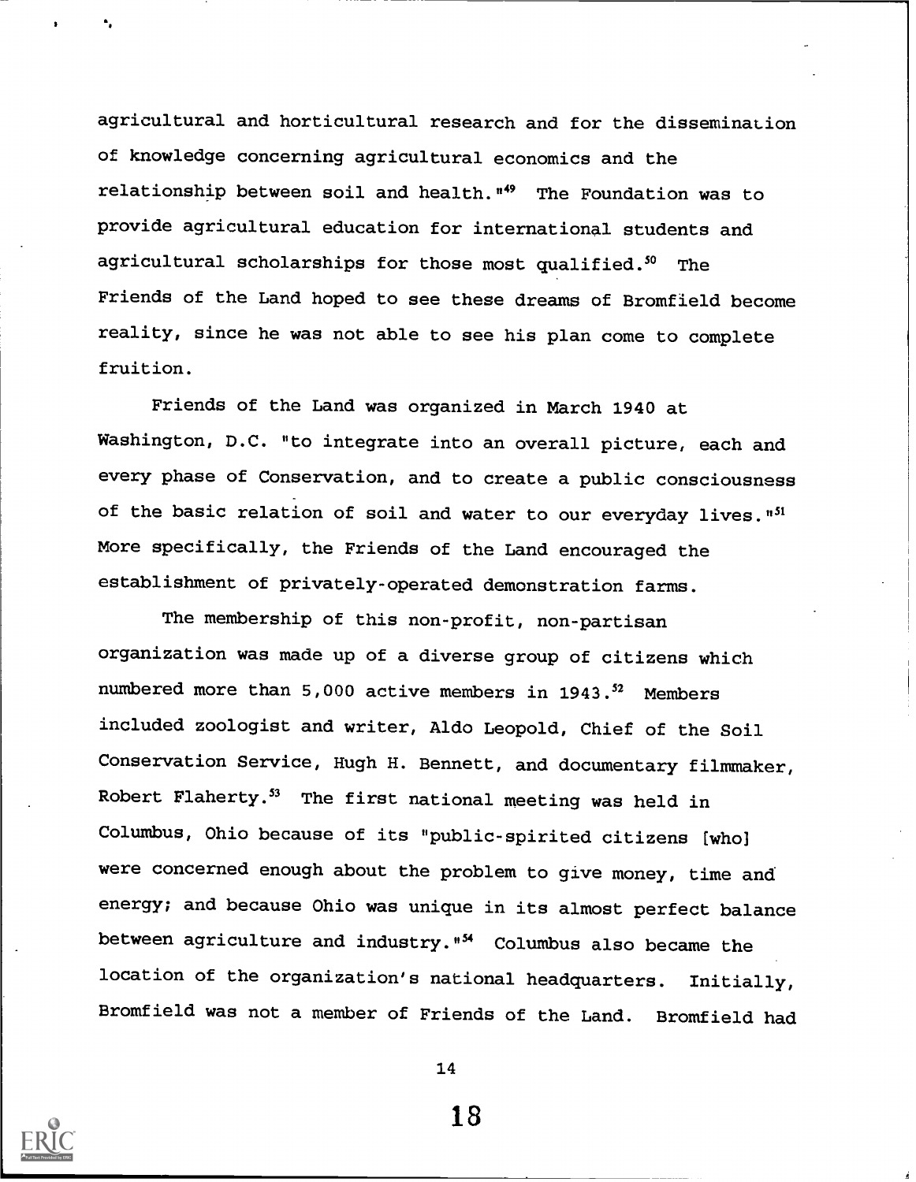agricultural and horticultural research and for the dissemination of knowledge concerning agricultural economics and the relationship between soil and health."[49] The Foundation was to provide agricultural education for international students and agricultural scholarships for those most qualified.[50] The Friends of the Land hoped to see these dreams of Bromfield become reality, since he was not able to see his plan come to complete fruition.

Friends of the Land was organized in March 1940 at Washington, D.C. "to integrate into an overall picture, each and every phase of Conservation, and to create a public consciousness of the basic relation of soil and water to our everyday lives."[51] More specifically, the Friends of the Land encouraged the establishment of privately-operated demonstration farms.

The membership of this non-profit, non-partisan organization was made up of a diverse group of citizens which numbered more than 5,000 active members in 1943.[52] Members included zoologist and writer, Aldo Leopold, Chief of the Soil Conservation Service, Hugh H. Bennett, and documentary filmmaker, Robert Flaherty.[53] The first national meeting was held in Columbus, Ohio because of its "public-spirited citizens [who] were concerned enough about the problem to give money, time and energy; and because Ohio was unique in its almost perfect balance between agriculture and industry."[54] Columbus also became the location of the organization's national headquarters. Initially, Bromfield was not a member of Friends of the Land. Bromfield had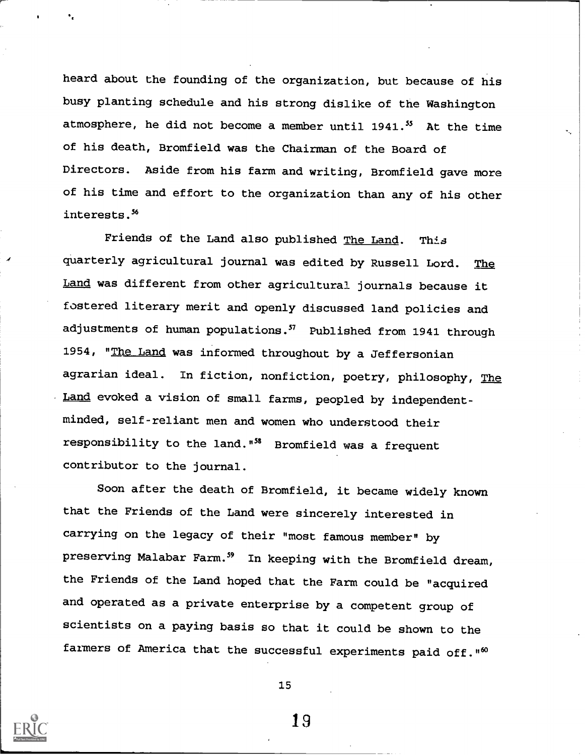heard about the founding of the organization, but because of his busy planting schedule and his strong dislike of the Washington atmosphere, he did not become a member until 1941.[55] At the time of his death, Bromfield was the Chairman of the Board of Directors. Aside from his farm and writing, Bromfield gave more of his time and effort to the organization than any of his other interests.[56]

Friends of the Land also published The Land. This quarterly agricultural journal was edited by Russell Lord. The Land was different from other agricultural journals because it fostered literary merit and openly discussed land policies and adjustments of human populations.[57] Published from 1941 through 1954, "The Land was informed throughout by a Jeffersonian agrarian ideal. In fiction, nonfiction, poetry, philosophy, The Land evoked a vision of small farms, peopled by independent-minded, self-reliant men and women who understood their responsibility to the land."[58] Bromfield was a frequent contributor to the journal.

Soon after the death of Bromfield, it became widely known that the Friends of the Land were sincerely interested in carrying on the legacy of their "most famous member" by preserving Malabar Farm.[59] In keeping with the Bromfield dream, the Friends of the Land hoped that the Farm could be "acquired and operated as a private enterprise by a competent group of scientists on a paying basis so that it could be shown to the farmers of America that the successful experiments paid off."[60]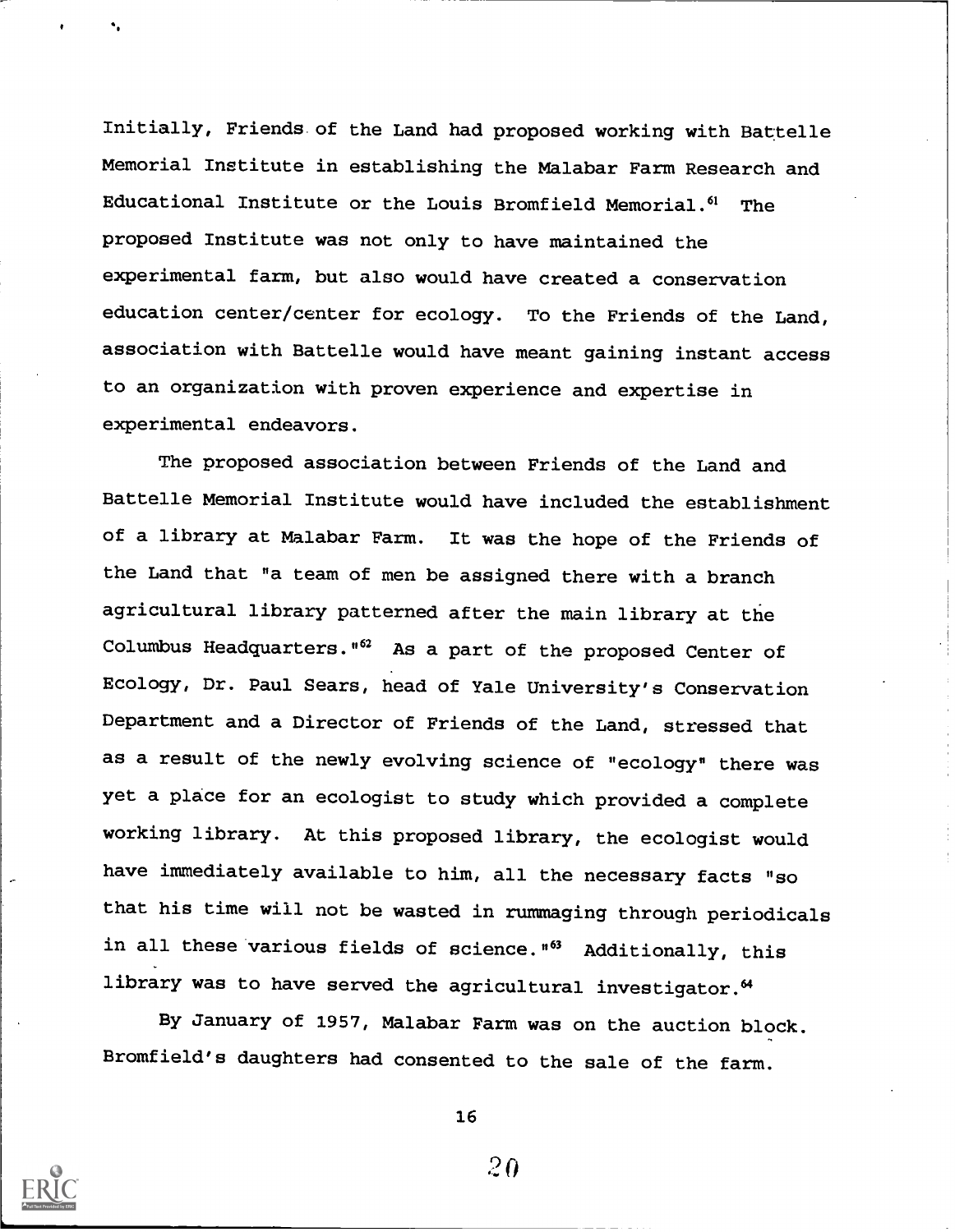Initially, Friends of the Land had proposed working with Battelle Memorial Institute in establishing the Malabar Farm Research and Educational Institute or the Louis Bromfield Memorial.[61] The proposed Institute was not only to have maintained the experimental farm, but also would have created a conservation education center/center for ecology. To the Friends of the Land, association with Battelle would have meant gaining instant access to an organization with proven experience and expertise in experimental endeavors.

The proposed association between Friends of the Land and Battelle Memorial Institute would have included the establishment of a library at Malabar Farm. It was the hope of the Friends of the Land that "a team of men be assigned there with a branch agricultural library patterned after the main library at the Columbus Headquarters."[62] As a part of the proposed Center of Ecology, Dr. Paul Sears, head of Yale University's Conservation Department and a Director of Friends of the Land, stressed that as a result of the newly evolving science of "ecology" there was yet a place for an ecologist to study which provided a complete working library. At this proposed library, the ecologist would have immediately available to him, all the necessary facts "so that his time will not be wasted in rummaging through periodicals in all these various fields of science."[63] Additionally, this library was to have served the agricultural investigator.[64]

By January of 1957, Malabar Farm was on the auction block. Bromfield's daughters had consented to the sale of the farm.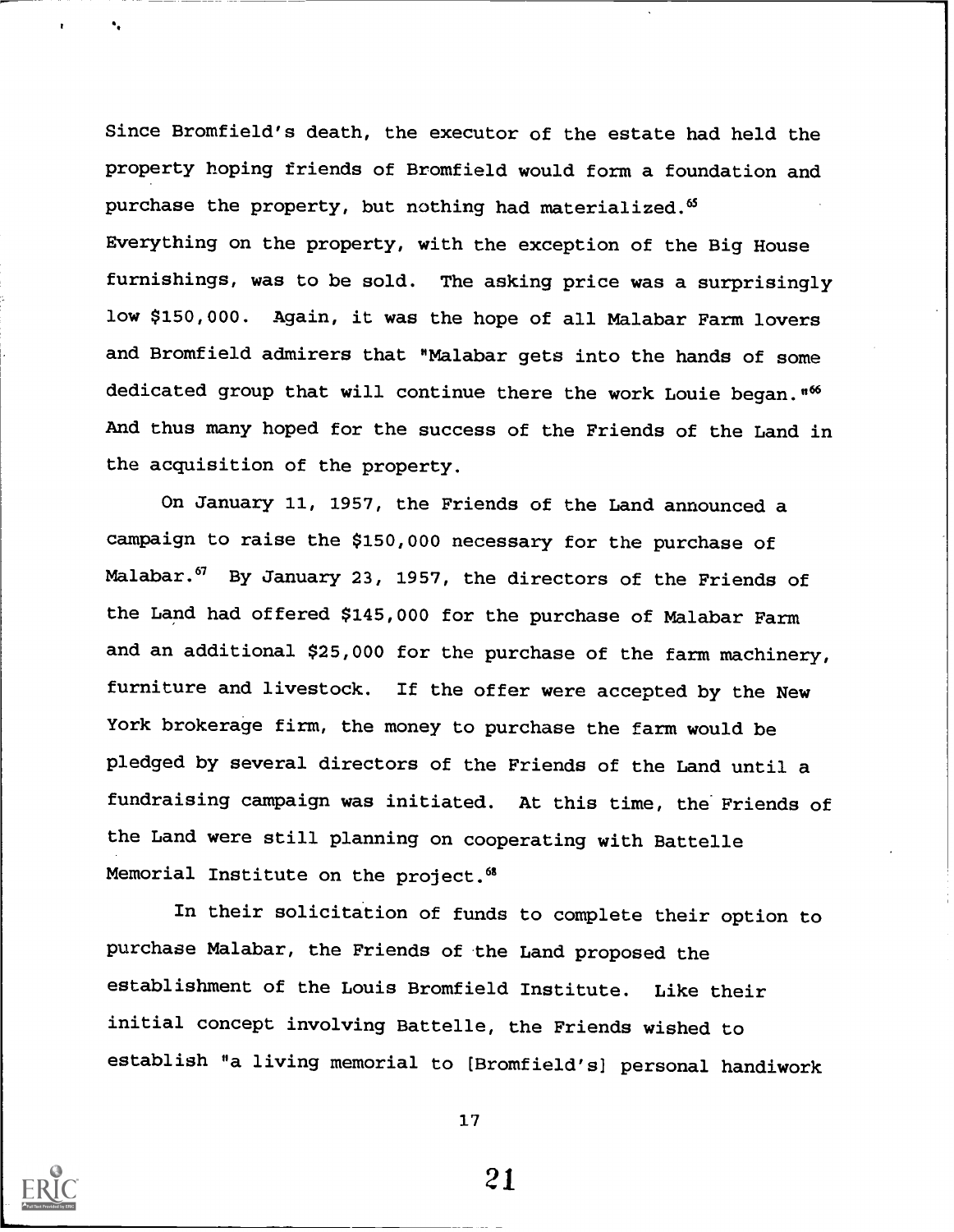Since Bromfield's death, the executor of the estate had held the property hoping friends of Bromfield would form a foundation and purchase the property, but nothing had materialized.[65] Everything on the property, with the exception of the Big House furnishings, was to be sold. The asking price was a surprisingly low $150,000. Again, it was the hope of all Malabar Farm lovers and Bromfield admirers that "Malabar gets into the hands of some dedicated group that will continue there the work Louie began."[66] And thus many hoped for the success of the Friends of the Land in the acquisition of the property.

On January 11, 1957, the Friends of the Land announced a campaign to raise the $150,000 necessary for the purchase of Malabar.[67] By January 23, 1957, the directors of the Friends of the Land had offered $145,000 for the purchase of Malabar Farm and an additional $25,000 for the purchase of the farm machinery, furniture and livestock. If the offer were accepted by the New York brokerage firm, the money to purchase the farm would be pledged by several directors of the Friends of the Land until a fundraising campaign was initiated. At this time, the Friends of the Land were still planning on cooperating with Battelle Memorial Institute on the project.[68]

In their solicitation of funds to complete their option to purchase Malabar, the Friends of the Land proposed the establishment of the Louis Bromfield Institute. Like their initial concept involving Battelle, the Friends wished to establish "a living memorial to [Bromfield's] personal handiwork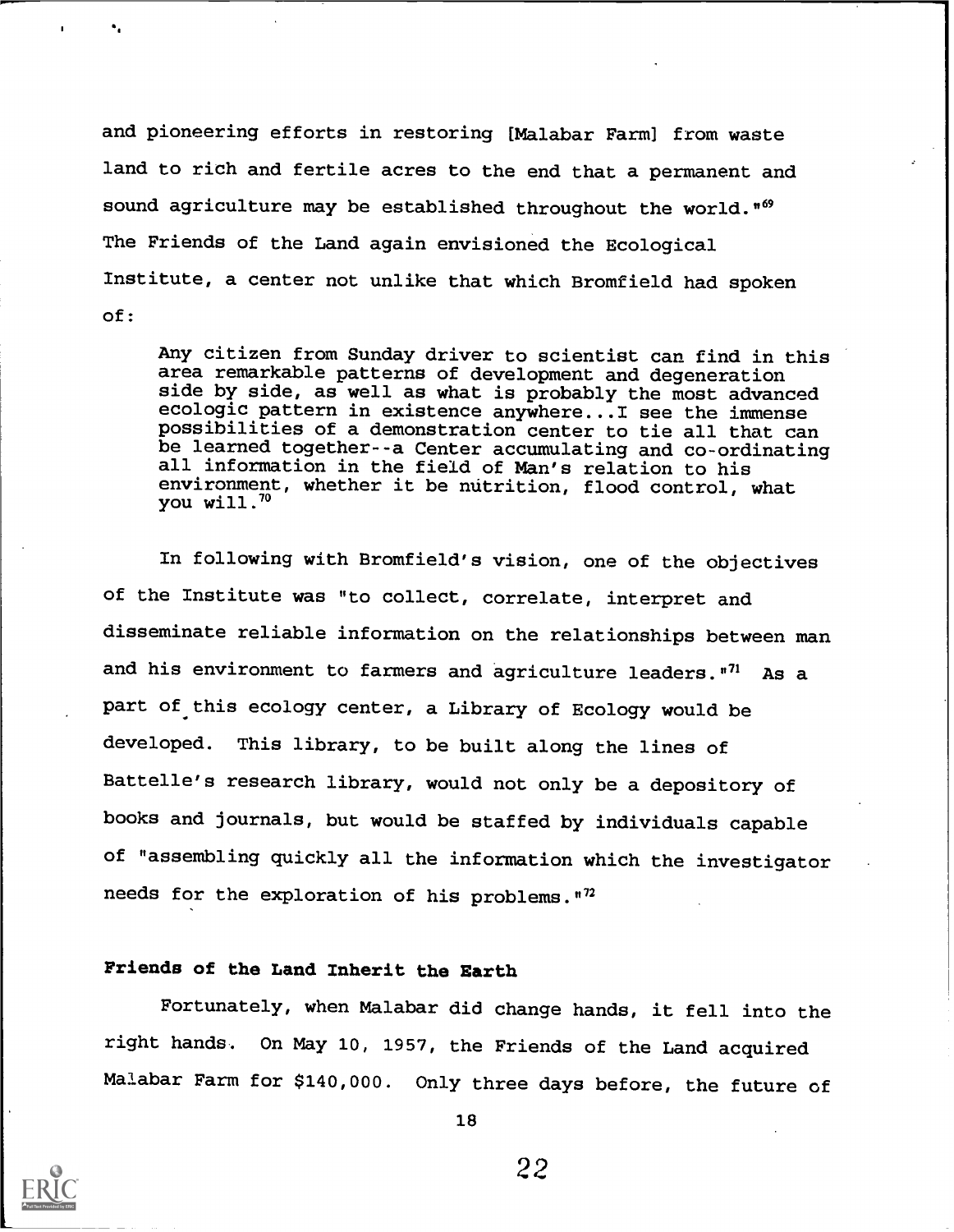and pioneering efforts in restoring [Malabar Farm] from waste land to rich and fertile acres to the end that a permanent and sound agriculture may be established throughout the world."[69] The Friends of the Land again envisioned the Ecological Institute, a center not unlike that which Bromfield had spoken of:

> Any citizen from Sunday driver to scientist can find in this area remarkable patterns of development and degeneration side by side, as well as what is probably the most advanced ecologic pattern in existence anywhere...I see the immense possibilities of a demonstration center to tie all that can be learned together--a Center accumulating and co-ordinating all information in the field of Man's relation to his environment, whether it be nutrition, flood control, what you will.[70]

In following with Bromfield's vision, one of the objectives of the Institute was "to collect, correlate, interpret and disseminate reliable information on the relationships between man and his environment to farmers and agriculture leaders."[71] As a part of this ecology center, a Library of Ecology would be developed. This library, to be built along the lines of Battelle's research library, would not only be a depository of books and journals, but would be staffed by individuals capable of "assembling quickly all the information which the investigator needs for the exploration of his problems."[72]

### Friends of the Land Inherit the Earth

Fortunately, when Malabar did change hands, it fell into the right hands. On May 10, 1957, the Friends of the Land acquired Malabar Farm for $140,000. Only three days before, the future of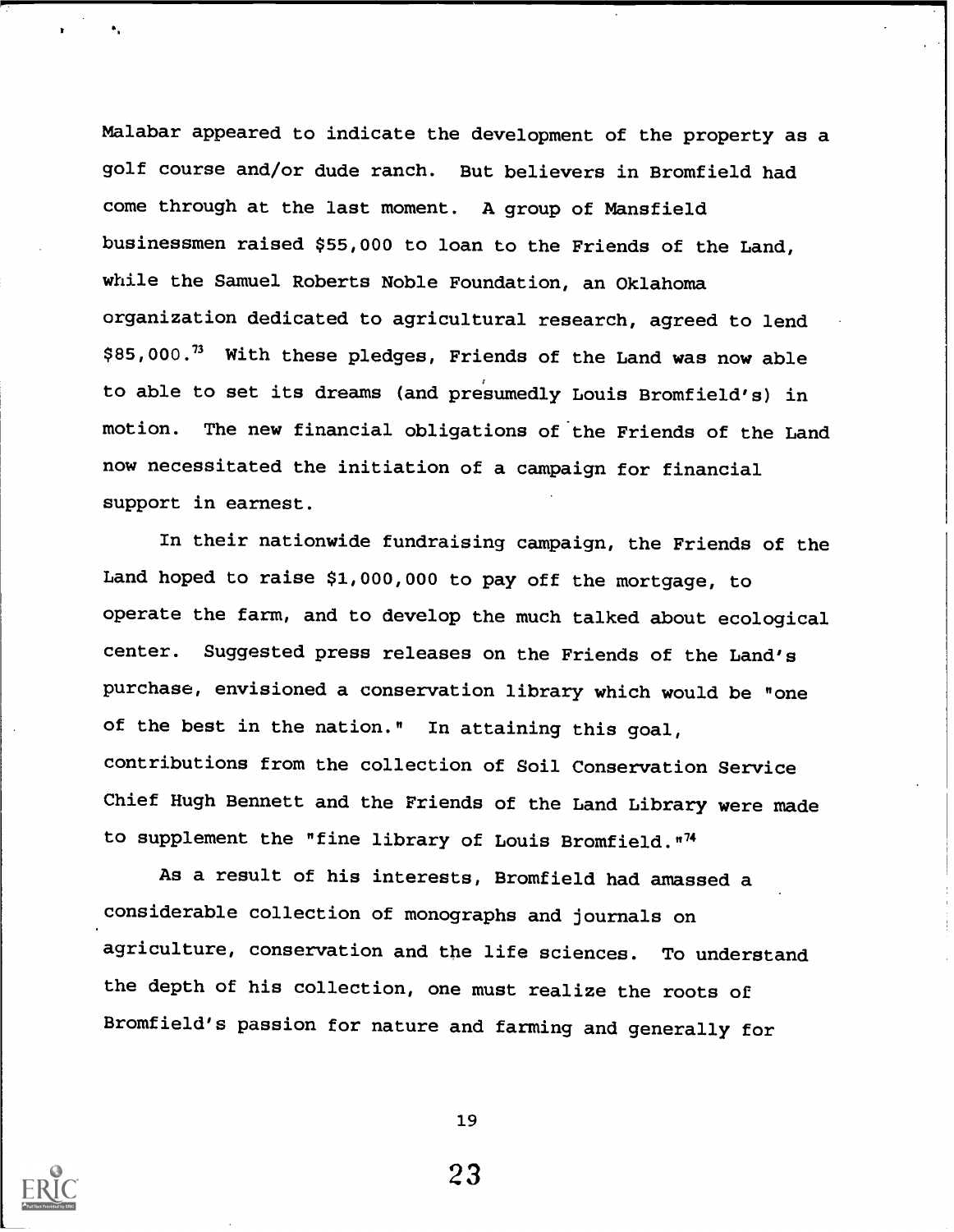Malabar appeared to indicate the development of the property as a golf course and/or dude ranch. But believers in Bromfield had come through at the last moment. A group of Mansfield businessmen raised $55,000 to loan to the Friends of the Land, while the Samuel Roberts Noble Foundation, an Oklahoma organization dedicated to agricultural research, agreed to lend $85,000.[73] With these pledges, Friends of the Land was now able to able to set its dreams (and presumedly Louis Bromfield's) in motion. The new financial obligations of the Friends of the Land now necessitated the initiation of a campaign for financial support in earnest.

In their nationwide fundraising campaign, the Friends of the Land hoped to raise $1,000,000 to pay off the mortgage, to operate the farm, and to develop the much talked about ecological center. Suggested press releases on the Friends of the Land's purchase, envisioned a conservation library which would be "one of the best in the nation." In attaining this goal, contributions from the collection of Soil Conservation Service Chief Hugh Bennett and the Friends of the Land Library were made to supplement the "fine library of Louis Bromfield."[74]

As a result of his interests, Bromfield had amassed a considerable collection of monographs and journals on agriculture, conservation and the life sciences. To understand the depth of his collection, one must realize the roots of Bromfield's passion for nature and farming and generally for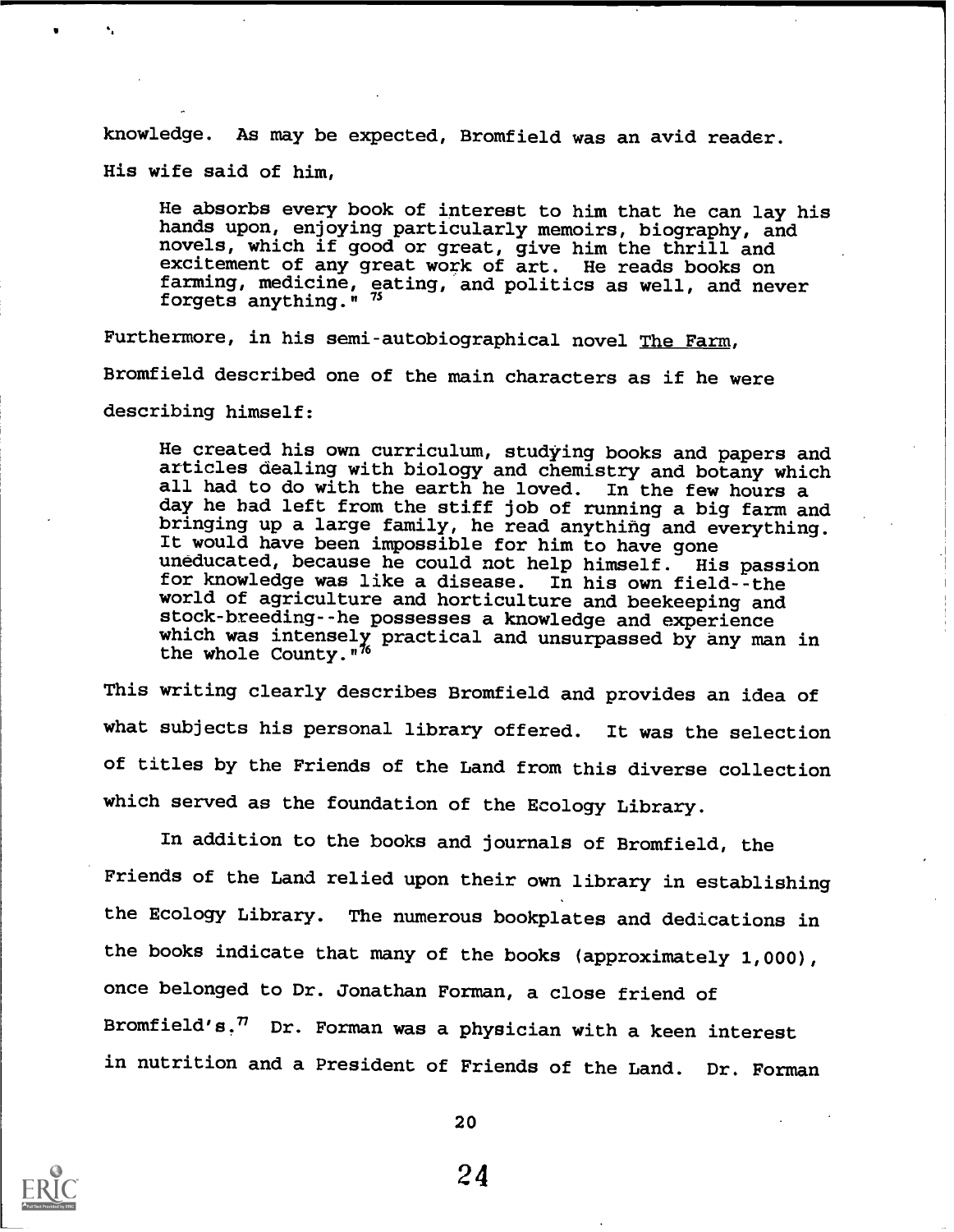knowledge. As may be expected, Bromfield was an avid reader. His wife said of him,

> He absorbs every book of interest to him that he can lay his hands upon, enjoying particularly memoirs, biography, and novels, which if good or great, give him the thrill and excitement of any great work of art. He reads books on farming, medicine, eating, and politics as well, and never forgets anything." [75]

Furthermore, in his semi-autobiographical novel The Farm, Bromfield described one of the main characters as if he were describing himself:

> He created his own curriculum, studying books and papers and articles dealing with biology and chemistry and botany which all had to do with the earth he loved. In the few hours a day he had left from the stiff job of running a big farm and bringing up a large family, he read anything and everything. It would have been impossible for him to have gone uneducated, because he could not help himself. His passion for knowledge was like a disease. In his own field--the world of agriculture and horticulture and beekeeping and stock-breeding--he possesses a knowledge and experience which was intensely practical and unsurpassed by any man in the whole County." [76]

This writing clearly describes Bromfield and provides an idea of what subjects his personal library offered. It was the selection of titles by the Friends of the Land from this diverse collection which served as the foundation of the Ecology Library.

In addition to the books and journals of Bromfield, the Friends of the Land relied upon their own library in establishing the Ecology Library. The numerous bookplates and dedications in the books indicate that many of the books (approximately 1,000), once belonged to Dr. Jonathan Forman, a close friend of Bromfield's.[77] Dr. Forman was a physician with a keen interest in nutrition and a President of Friends of the Land. Dr. Forman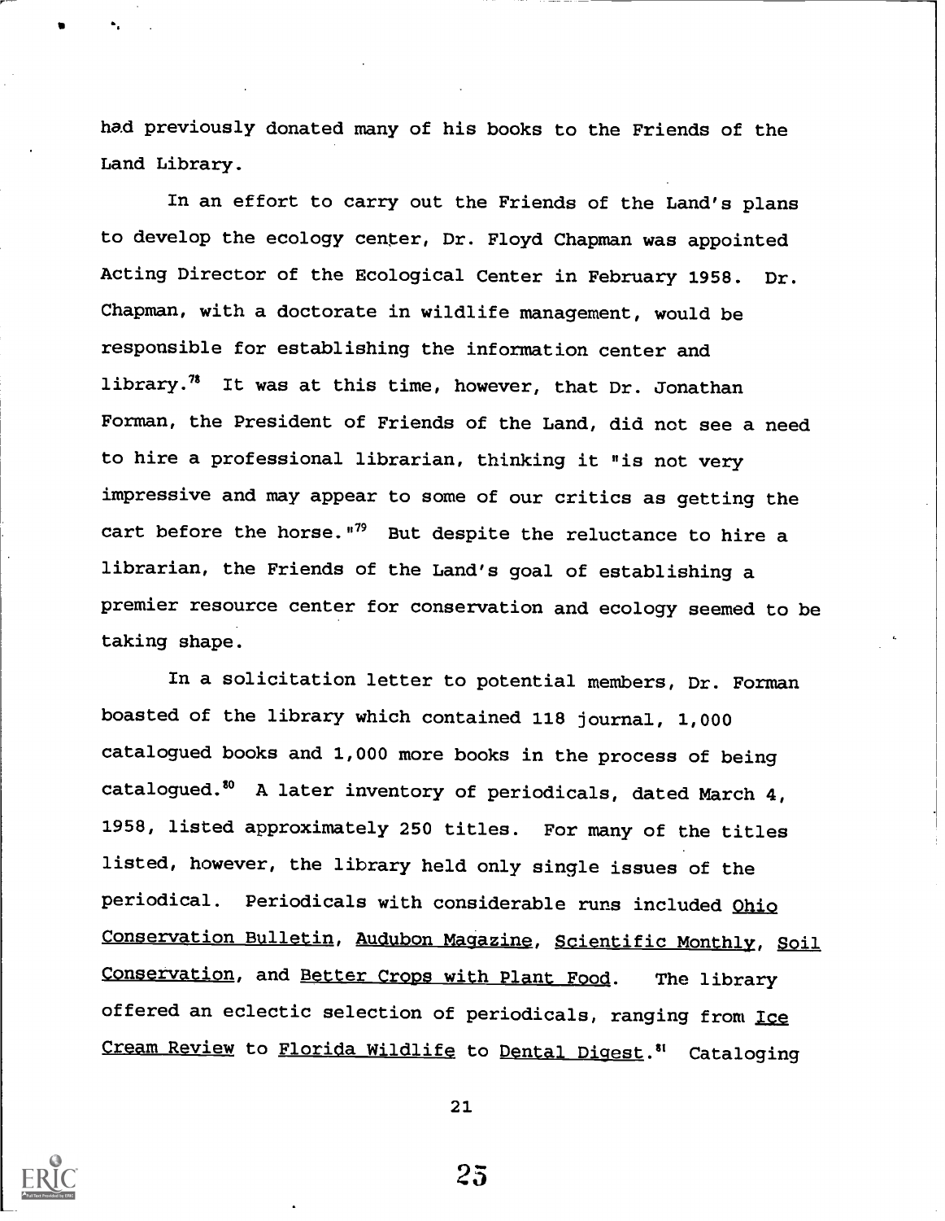had previously donated many of his books to the Friends of the Land Library.

In an effort to carry out the Friends of the Land's plans to develop the ecology center, Dr. Floyd Chapman was appointed Acting Director of the Ecological Center in February 1958. Dr. Chapman, with a doctorate in wildlife management, would be responsible for establishing the information center and library.[78] It was at this time, however, that Dr. Jonathan Forman, the President of Friends of the Land, did not see a need to hire a professional librarian, thinking it "is not very impressive and may appear to some of our critics as getting the cart before the horse."[79] But despite the reluctance to hire a librarian, the Friends of the Land's goal of establishing a premier resource center for conservation and ecology seemed to be taking shape.

In a solicitation letter to potential members, Dr. Forman boasted of the library which contained 118 journal, 1,000 catalogued books and 1,000 more books in the process of being catalogued.[80] A later inventory of periodicals, dated March 4, 1958, listed approximately 250 titles. For many of the titles listed, however, the library held only single issues of the periodical. Periodicals with considerable runs included Ohio Conservation Bulletin, Audubon Magazine, Scientific Monthly, Soil Conservation, and Better Crops with Plant Food. The library offered an eclectic selection of periodicals, ranging from Ice Cream Review to Florida Wildlife to Dental Digest.[81] Cataloging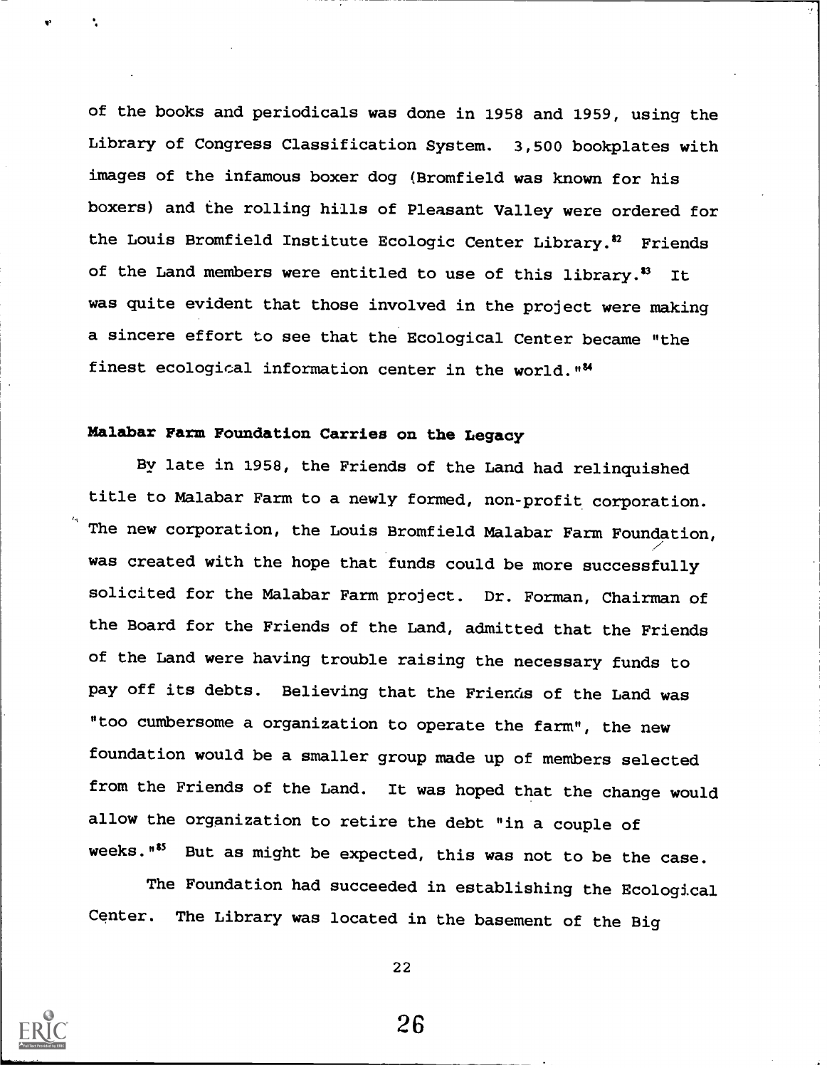of the books and periodicals was done in 1958 and 1959, using the Library of Congress Classification System. 3,500 bookplates with images of the infamous boxer dog (Bromfield was known for his boxers) and the rolling hills of Pleasant Valley were ordered for the Louis Bromfield Institute Ecologic Center Library.[82] Friends of the Land members were entitled to use of this library.[83] It was quite evident that those involved in the project were making a sincere effort to see that the Ecological Center became "the finest ecological information center in the world."[84]

**Malabar Farm Foundation Carries on the Legacy**

By late in 1958, the Friends of the Land had relinquished title to Malabar Farm to a newly formed, non-profit corporation. The new corporation, the Louis Bromfield Malabar Farm Foundation, was created with the hope that funds could be more successfully solicited for the Malabar Farm project. Dr. Forman, Chairman of the Board for the Friends of the Land, admitted that the Friends of the Land were having trouble raising the necessary funds to pay off its debts. Believing that the Friends of the Land was "too cumbersome a organization to operate the farm", the new foundation would be a smaller group made up of members selected from the Friends of the Land. It was hoped that the change would allow the organization to retire the debt "in a couple of weeks."[85] But as might be expected, this was not to be the case.

The Foundation had succeeded in establishing the Ecological Center. The Library was located in the basement of the Big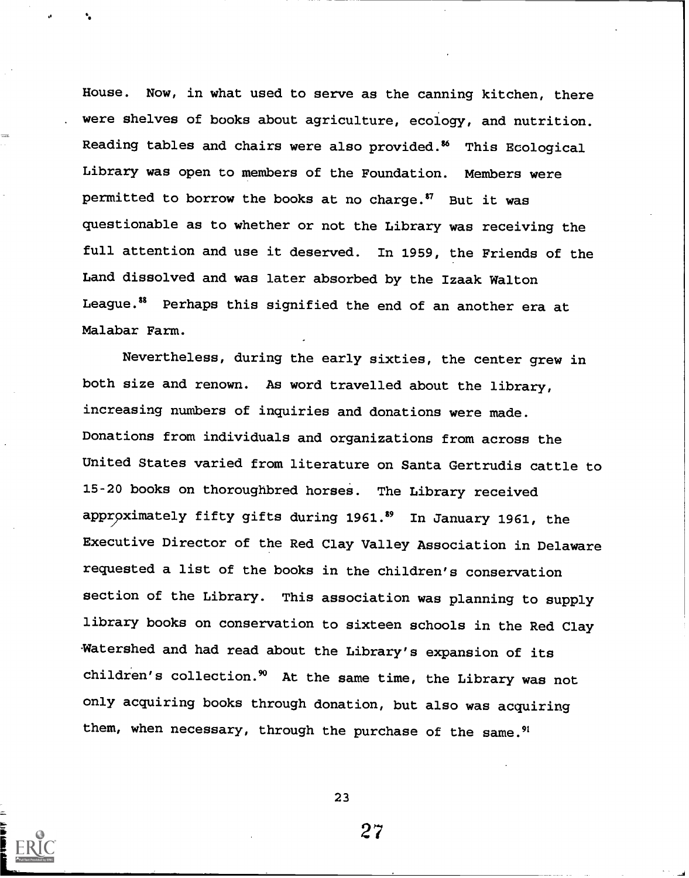House. Now, in what used to serve as the canning kitchen, there were shelves of books about agriculture, ecology, and nutrition. Reading tables and chairs were also provided.[86] This Ecological Library was open to members of the Foundation. Members were permitted to borrow the books at no charge.[87] But it was questionable as to whether or not the Library was receiving the full attention and use it deserved. In 1959, the Friends of the Land dissolved and was later absorbed by the Izaak Walton League.[88] Perhaps this signified the end of an another era at Malabar Farm.

Nevertheless, during the early sixties, the center grew in both size and renown. As word travelled about the library, increasing numbers of inquiries and donations were made. Donations from individuals and organizations from across the United States varied from literature on Santa Gertrudis cattle to 15-20 books on thoroughbred horses. The Library received approximately fifty gifts during 1961.[89] In January 1961, the Executive Director of the Red Clay Valley Association in Delaware requested a list of the books in the children's conservation section of the Library. This association was planning to supply library books on conservation to sixteen schools in the Red Clay Watershed and had read about the Library's expansion of its children's collection.[90] At the same time, the Library was not only acquiring books through donation, but also was acquiring them, when necessary, through the purchase of the same.[91]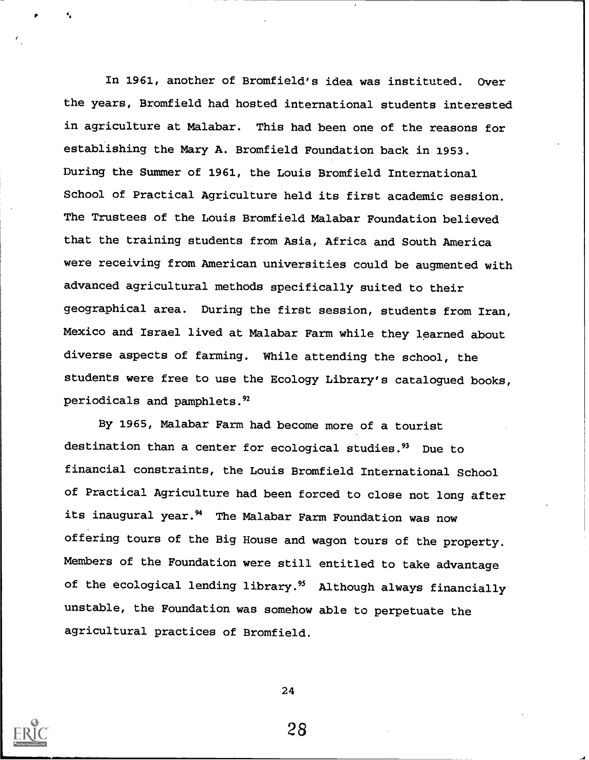In 1961, another of Bromfield's idea was instituted. Over the years, Bromfield had hosted international students interested in agriculture at Malabar. This had been one of the reasons for establishing the Mary A. Bromfield Foundation back in 1953. During the Summer of 1961, the Louis Bromfield International School of Practical Agriculture held its first academic session. The Trustees of the Louis Bromfield Malabar Foundation believed that the training students from Asia, Africa and South America were receiving from American universities could be augmented with advanced agricultural methods specifically suited to their geographical area. During the first session, students from Iran, Mexico and Israel lived at Malabar Farm while they learned about diverse aspects of farming. While attending the school, the students were free to use the Ecology Library's catalogued books, periodicals and pamphlets.[92]

By 1965, Malabar Farm had become more of a tourist destination than a center for ecological studies.[93] Due to financial constraints, the Louis Bromfield International School of Practical Agriculture had been forced to close not long after its inaugural year.[94] The Malabar Farm Foundation was now offering tours of the Big House and wagon tours of the property. Members of the Foundation were still entitled to take advantage of the ecological lending library.[95] Although always financially unstable, the Foundation was somehow able to perpetuate the agricultural practices of Bromfield.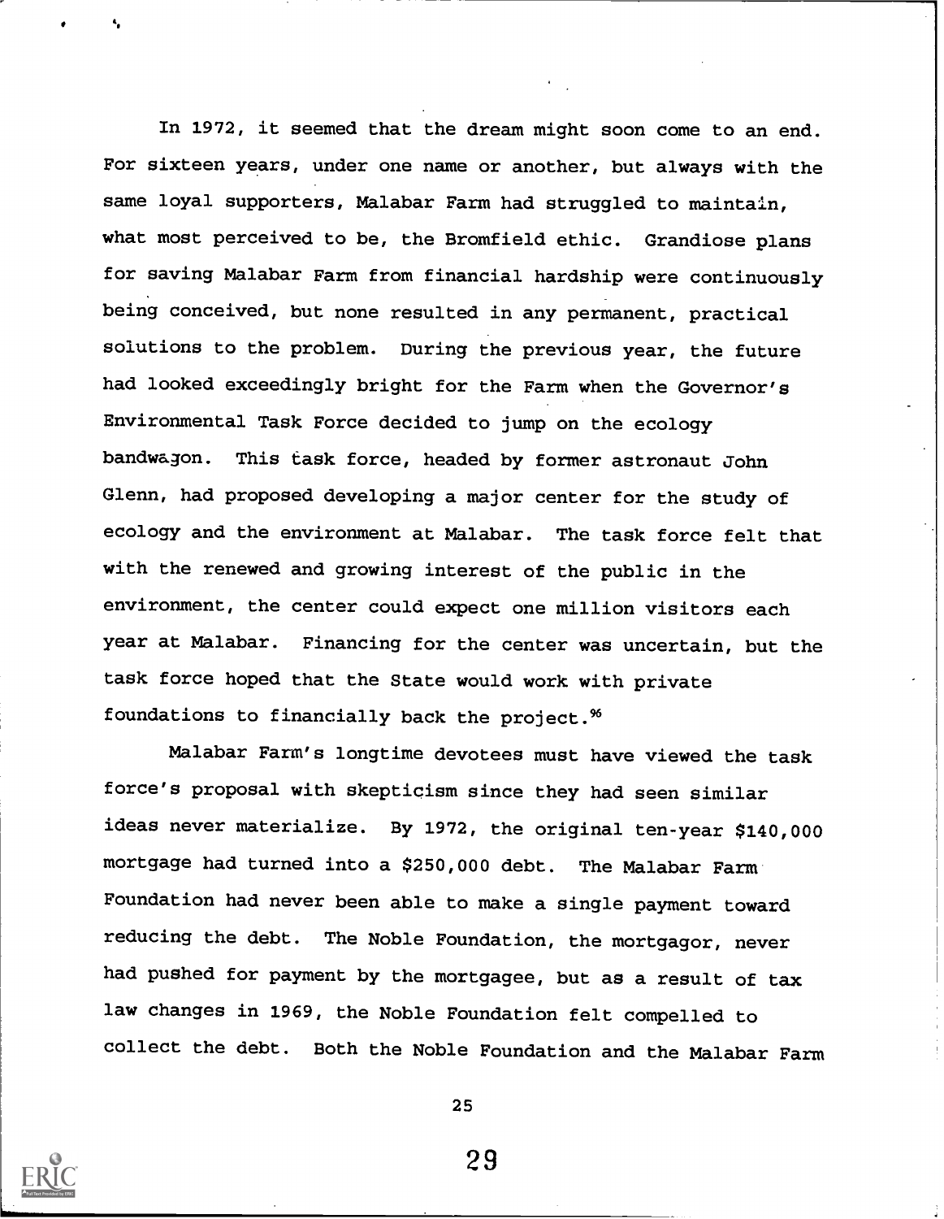In 1972, it seemed that the dream might soon come to an end. For sixteen years, under one name or another, but always with the same loyal supporters, Malabar Farm had struggled to maintain, what most perceived to be, the Bromfield ethic. Grandiose plans for saving Malabar Farm from financial hardship were continuously being conceived, but none resulted in any permanent, practical solutions to the problem. During the previous year, the future had looked exceedingly bright for the Farm when the Governor's Environmental Task Force decided to jump on the ecology bandwagon. This task force, headed by former astronaut John Glenn, had proposed developing a major center for the study of ecology and the environment at Malabar. The task force felt that with the renewed and growing interest of the public in the environment, the center could expect one million visitors each year at Malabar. Financing for the center was uncertain, but the task force hoped that the State would work with private foundations to financially back the project.[96]

Malabar Farm's longtime devotees must have viewed the task force's proposal with skepticism since they had seen similar ideas never materialize. By 1972, the original ten-year $140,000 mortgage had turned into a $250,000 debt. The Malabar Farm Foundation had never been able to make a single payment toward reducing the debt. The Noble Foundation, the mortgagor, never had pushed for payment by the mortgagee, but as a result of tax law changes in 1969, the Noble Foundation felt compelled to collect the debt. Both the Noble Foundation and the Malabar Farm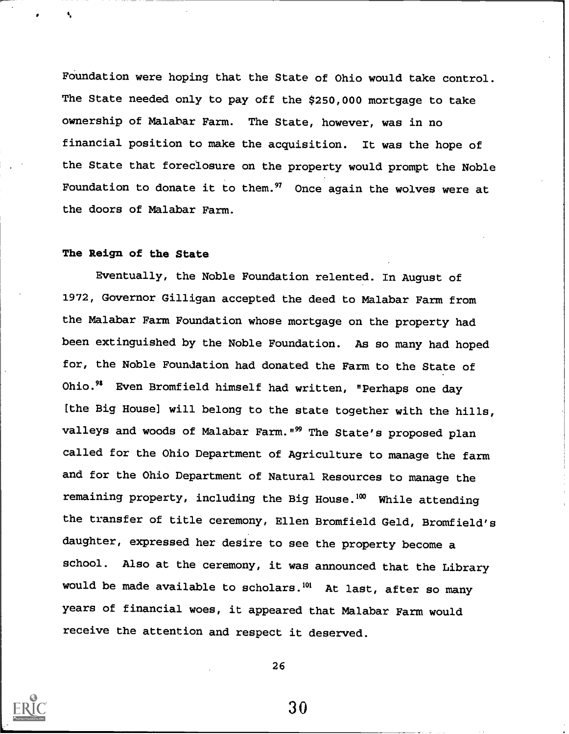Foundation were hoping that the State of Ohio would take control. The State needed only to pay off the $250,000 mortgage to take ownership of Malabar Farm. The State, however, was in no financial position to make the acquisition. It was the hope of the State that foreclosure on the property would prompt the Noble Foundation to donate it to them.[97] Once again the wolves were at the doors of Malabar Farm.

**The Reign of the State**

Eventually, the Noble Foundation relented. In August of 1972, Governor Gilligan accepted the deed to Malabar Farm from the Malabar Farm Foundation whose mortgage on the property had been extinguished by the Noble Foundation. As so many had hoped for, the Noble Foundation had donated the Farm to the State of Ohio.[98] Even Bromfield himself had written, "Perhaps one day [the Big House] will belong to the state together with the hills, valleys and woods of Malabar Farm."[99] The State's proposed plan called for the Ohio Department of Agriculture to manage the farm and for the Ohio Department of Natural Resources to manage the remaining property, including the Big House.[100] While attending the transfer of title ceremony, Ellen Bromfield Geld, Bromfield's daughter, expressed her desire to see the property become a school. Also at the ceremony, it was announced that the Library would be made available to scholars.[101] At last, after so many years of financial woes, it appeared that Malabar Farm would receive the attention and respect it deserved.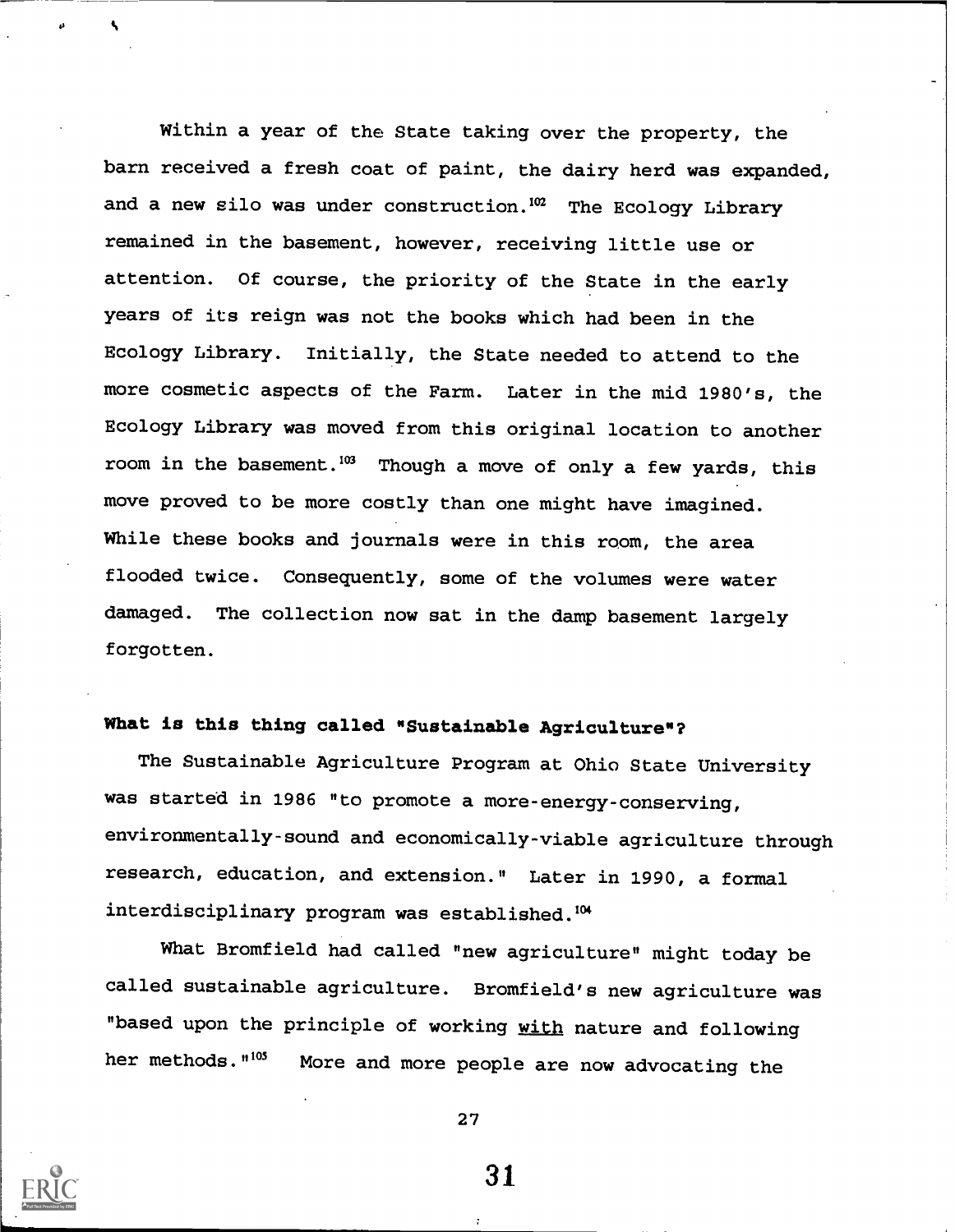Within a year of the State taking over the property, the barn received a fresh coat of paint, the dairy herd was expanded, and a new silo was under construction.[102] The Ecology Library remained in the basement, however, receiving little use or attention. Of course, the priority of the State in the early years of its reign was not the books which had been in the Ecology Library. Initially, the State needed to attend to the more cosmetic aspects of the Farm. Later in the mid 1980's, the Ecology Library was moved from this original location to another room in the basement.[103] Though a move of only a few yards, this move proved to be more costly than one might have imagined. While these books and journals were in this room, the area flooded twice. Consequently, some of the volumes were water damaged. The collection now sat in the damp basement largely forgotten.

### What is this thing called "Sustainable Agriculture"?

The Sustainable Agriculture Program at Ohio State University was started in 1986 "to promote a more-energy-conserving, environmentally-sound and economically-viable agriculture through research, education, and extension." Later in 1990, a formal interdisciplinary program was established.[104]

What Bromfield had called "new agriculture" might today be called sustainable agriculture. Bromfield's new agriculture was "based upon the principle of working with nature and following her methods."[105] More and more people are now advocating the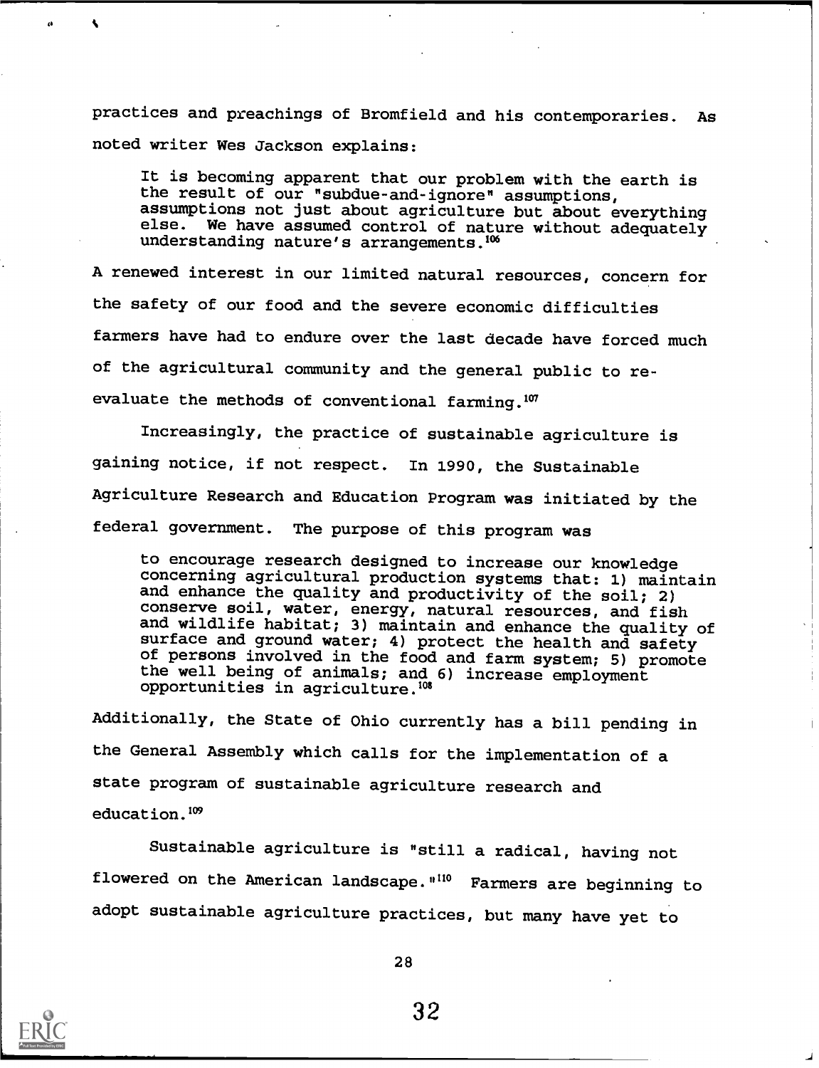practices and preachings of Bromfield and his contemporaries. As noted writer Wes Jackson explains:

> It is becoming apparent that our problem with the earth is the result of our "subdue-and-ignore" assumptions, assumptions not just about agriculture but about everything else. We have assumed control of nature without adequately understanding nature's arrangements.[106]

A renewed interest in our limited natural resources, concern for the safety of our food and the severe economic difficulties farmers have had to endure over the last decade have forced much of the agricultural community and the general public to re-evaluate the methods of conventional farming.[107]

Increasingly, the practice of sustainable agriculture is gaining notice, if not respect. In 1990, the Sustainable Agriculture Research and Education Program was initiated by the federal government. The purpose of this program was

> to encourage research designed to increase our knowledge concerning agricultural production systems that: 1) maintain and enhance the quality and productivity of the soil; 2) conserve soil, water, energy, natural resources, and fish and wildlife habitat; 3) maintain and enhance the quality of surface and ground water; 4) protect the health and safety of persons involved in the food and farm system; 5) promote the well being of animals; and 6) increase employment opportunities in agriculture.[108]

Additionally, the State of Ohio currently has a bill pending in the General Assembly which calls for the implementation of a state program of sustainable agriculture research and education.[109]

Sustainable agriculture is "still a radical, having not flowered on the American landscape."[110] Farmers are beginning to adopt sustainable agriculture practices, but many have yet to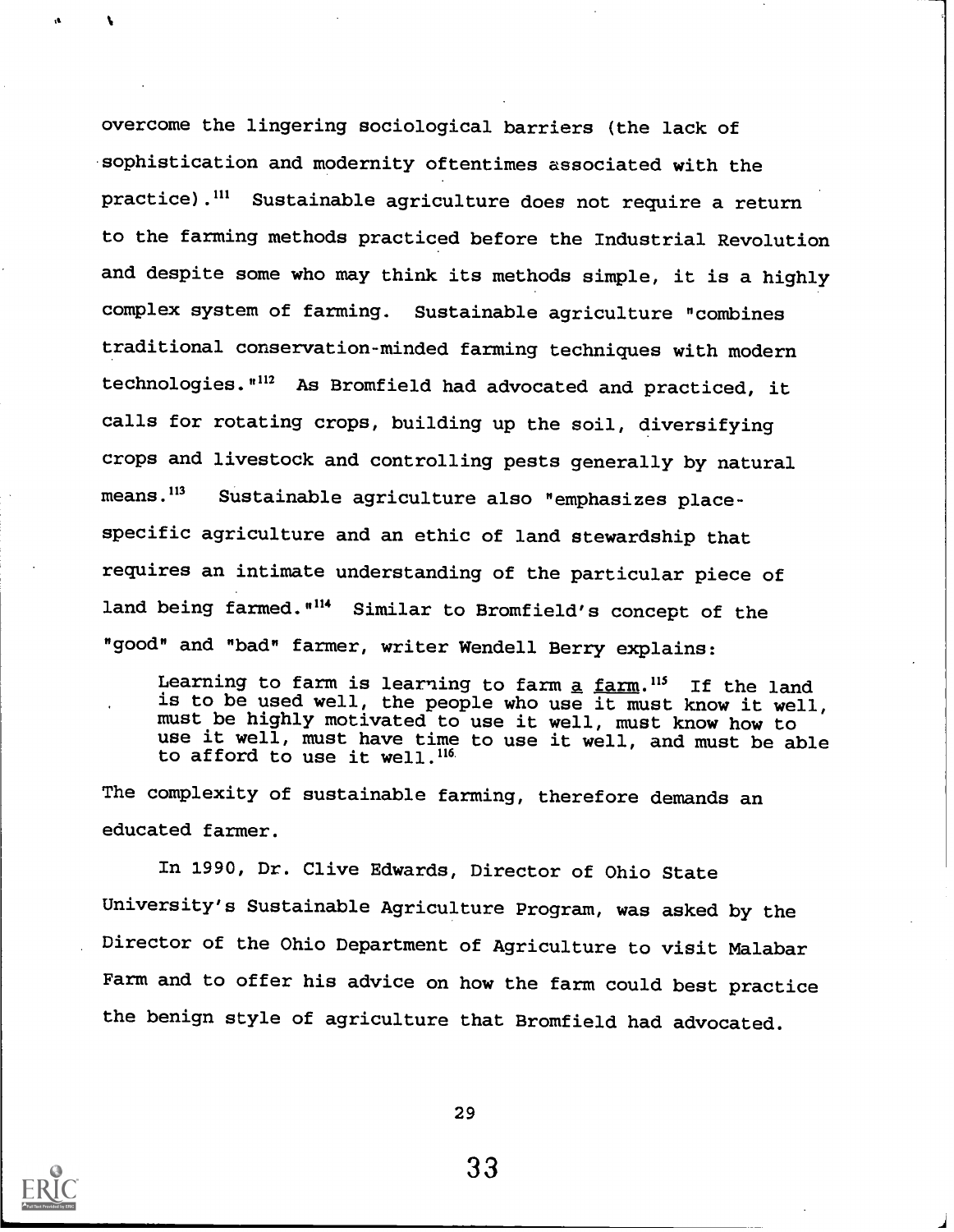overcome the lingering sociological barriers (the lack of sophistication and modernity oftentimes associated with the practice).[111] Sustainable agriculture does not require a return to the farming methods practiced before the Industrial Revolution and despite some who may think its methods simple, it is a highly complex system of farming. Sustainable agriculture "combines traditional conservation-minded farming techniques with modern technologies."[112] As Bromfield had advocated and practiced, it calls for rotating crops, building up the soil, diversifying crops and livestock and controlling pests generally by natural means.[113] Sustainable agriculture also "emphasizes place-specific agriculture and an ethic of land stewardship that requires an intimate understanding of the particular piece of land being farmed."[114] Similar to Bromfield's concept of the "good" and "bad" farmer, writer Wendell Berry explains:

> Learning to farm is learning to farm a farm.[115] If the land is to be used well, the people who use it must know it well, must be highly motivated to use it well, must know how to use it well, must have time to use it well, and must be able to afford to use it well.[116]

The complexity of sustainable farming, therefore demands an educated farmer.

In 1990, Dr. Clive Edwards, Director of Ohio State University's Sustainable Agriculture Program, was asked by the Director of the Ohio Department of Agriculture to visit Malabar Farm and to offer his advice on how the farm could best practice the benign style of agriculture that Bromfield had advocated.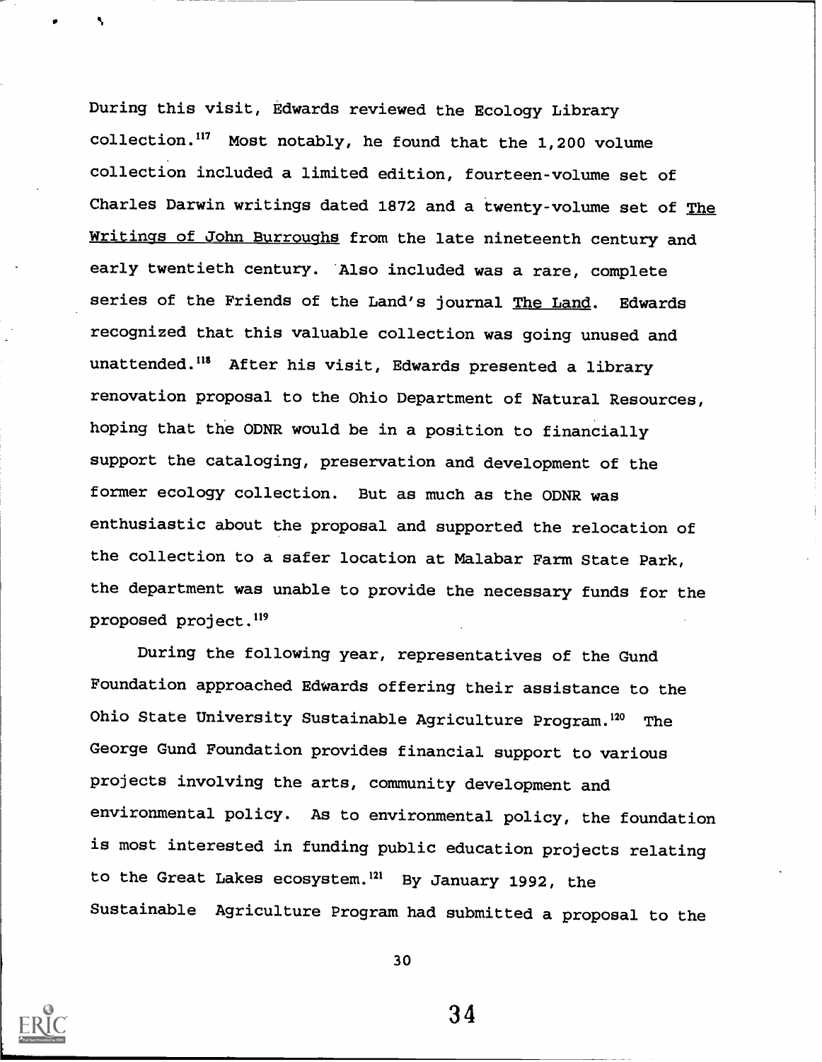During this visit, Edwards reviewed the Ecology Library collection.[117] Most notably, he found that the 1,200 volume collection included a limited edition, fourteen-volume set of Charles Darwin writings dated 1872 and a twenty-volume set of The Writings of John Burroughs from the late nineteenth century and early twentieth century. Also included was a rare, complete series of the Friends of the Land's journal The Land. Edwards recognized that this valuable collection was going unused and unattended.[118] After his visit, Edwards presented a library renovation proposal to the Ohio Department of Natural Resources, hoping that the ODNR would be in a position to financially support the cataloging, preservation and development of the former ecology collection. But as much as the ODNR was enthusiastic about the proposal and supported the relocation of the collection to a safer location at Malabar Farm State Park, the department was unable to provide the necessary funds for the proposed project.[119]

During the following year, representatives of the Gund Foundation approached Edwards offering their assistance to the Ohio State University Sustainable Agriculture Program.[120] The George Gund Foundation provides financial support to various projects involving the arts, community development and environmental policy. As to environmental policy, the foundation is most interested in funding public education projects relating to the Great Lakes ecosystem.[121] By January 1992, the Sustainable Agriculture Program had submitted a proposal to the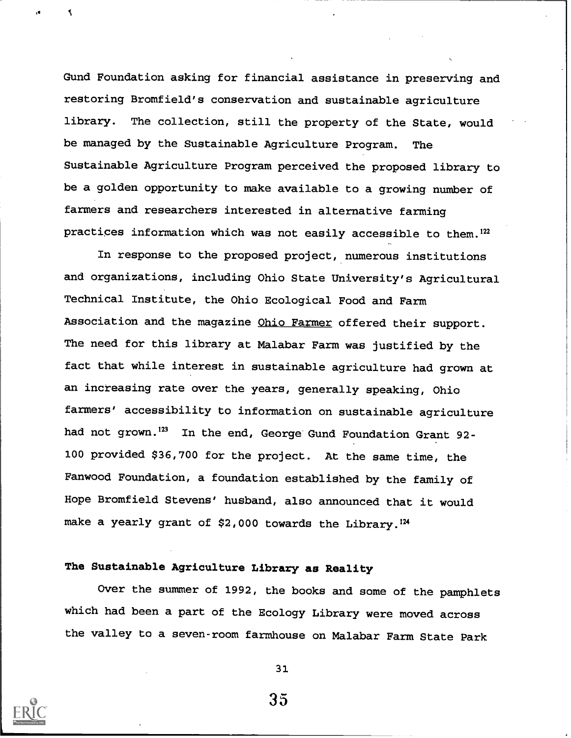Gund Foundation asking for financial assistance in preserving and restoring Bromfield's conservation and sustainable agriculture library. The collection, still the property of the State, would be managed by the Sustainable Agriculture Program. The Sustainable Agriculture Program perceived the proposed library to be a golden opportunity to make available to a growing number of farmers and researchers interested in alternative farming practices information which was not easily accessible to them.[122]

In response to the proposed project, numerous institutions and organizations, including Ohio State University's Agricultural Technical Institute, the Ohio Ecological Food and Farm Association and the magazine Ohio Farmer offered their support. The need for this library at Malabar Farm was justified by the fact that while interest in sustainable agriculture had grown at an increasing rate over the years, generally speaking, Ohio farmers' accessibility to information on sustainable agriculture had not grown.[123] In the end, George Gund Foundation Grant 92-100 provided $36,700 for the project. At the same time, the Fanwood Foundation, a foundation established by the family of Hope Bromfield Stevens' husband, also announced that it would make a yearly grant of $2,000 towards the Library.[124]

### The Sustainable Agriculture Library as Reality

Over the summer of 1992, the books and some of the pamphlets which had been a part of the Ecology Library were moved across the valley to a seven-room farmhouse on Malabar Farm State Park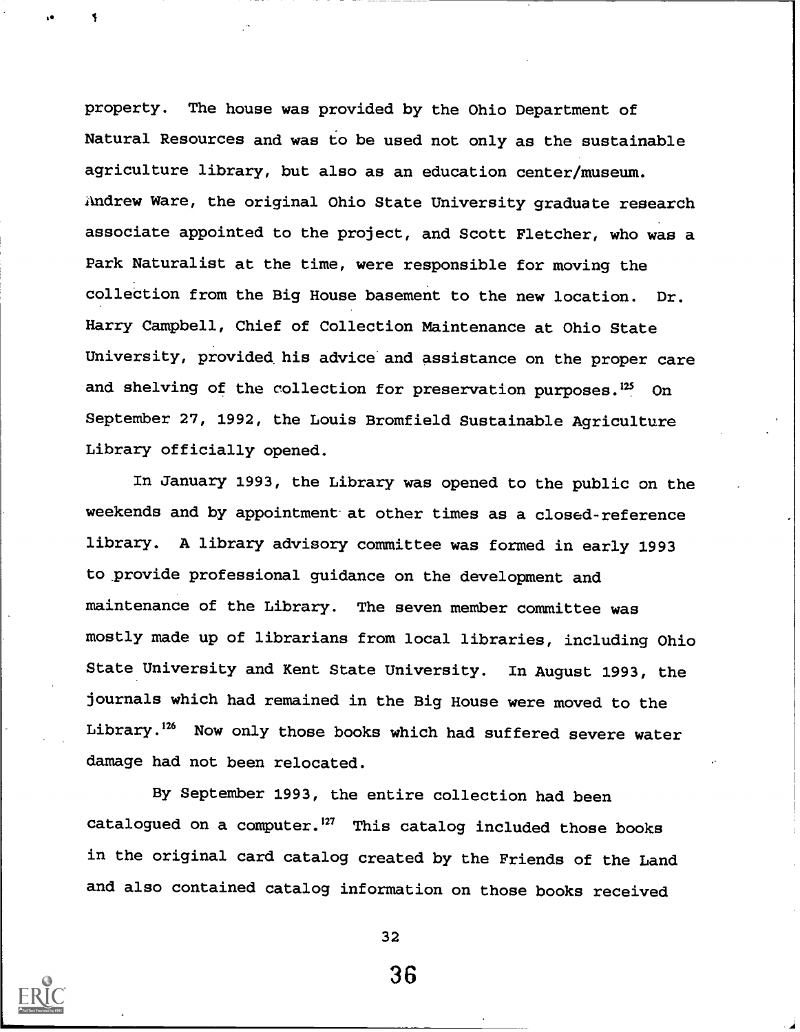property. The house was provided by the Ohio Department of Natural Resources and was to be used not only as the sustainable agriculture library, but also as an education center/museum. Andrew Ware, the original Ohio State University graduate research associate appointed to the project, and Scott Fletcher, who was a Park Naturalist at the time, were responsible for moving the collection from the Big House basement to the new location. Dr. Harry Campbell, Chief of Collection Maintenance at Ohio State University, provided his advice and assistance on the proper care and shelving of the collection for preservation purposes.[125] On September 27, 1992, the Louis Bromfield Sustainable Agriculture Library officially opened.

In January 1993, the Library was opened to the public on the weekends and by appointment at other times as a closed-reference library. A library advisory committee was formed in early 1993 to provide professional guidance on the development and maintenance of the Library. The seven member committee was mostly made up of librarians from local libraries, including Ohio State University and Kent State University. In August 1993, the journals which had remained in the Big House were moved to the Library.[126] Now only those books which had suffered severe water damage had not been relocated.

By September 1993, the entire collection had been catalogued on a computer.[127] This catalog included those books in the original card catalog created by the Friends of the Land and also contained catalog information on those books received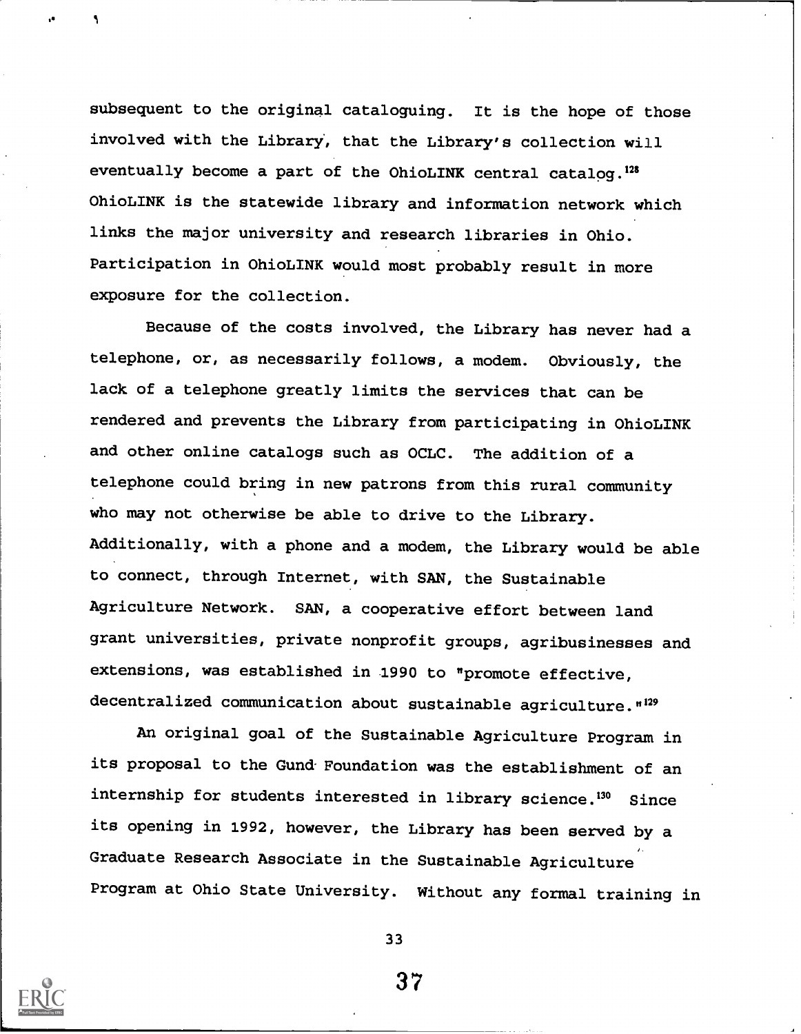subsequent to the original cataloguing. It is the hope of those involved with the Library, that the Library's collection will eventually become a part of the OhioLINK central catalog.[128] OhioLINK is the statewide library and information network which links the major university and research libraries in Ohio. Participation in OhioLINK would most probably result in more exposure for the collection.

Because of the costs involved, the Library has never had a telephone, or, as necessarily follows, a modem. Obviously, the lack of a telephone greatly limits the services that can be rendered and prevents the Library from participating in OhioLINK and other online catalogs such as OCLC. The addition of a telephone could bring in new patrons from this rural community who may not otherwise be able to drive to the Library. Additionally, with a phone and a modem, the Library would be able to connect, through Internet, with SAN, the Sustainable Agriculture Network. SAN, a cooperative effort between land grant universities, private nonprofit groups, agribusinesses and extensions, was established in 1990 to "promote effective, decentralized communication about sustainable agriculture."[129]

An original goal of the Sustainable Agriculture Program in its proposal to the Gund Foundation was the establishment of an internship for students interested in library science.[130] Since its opening in 1992, however, the Library has been served by a Graduate Research Associate in the Sustainable Agriculture Program at Ohio State University. Without any formal training in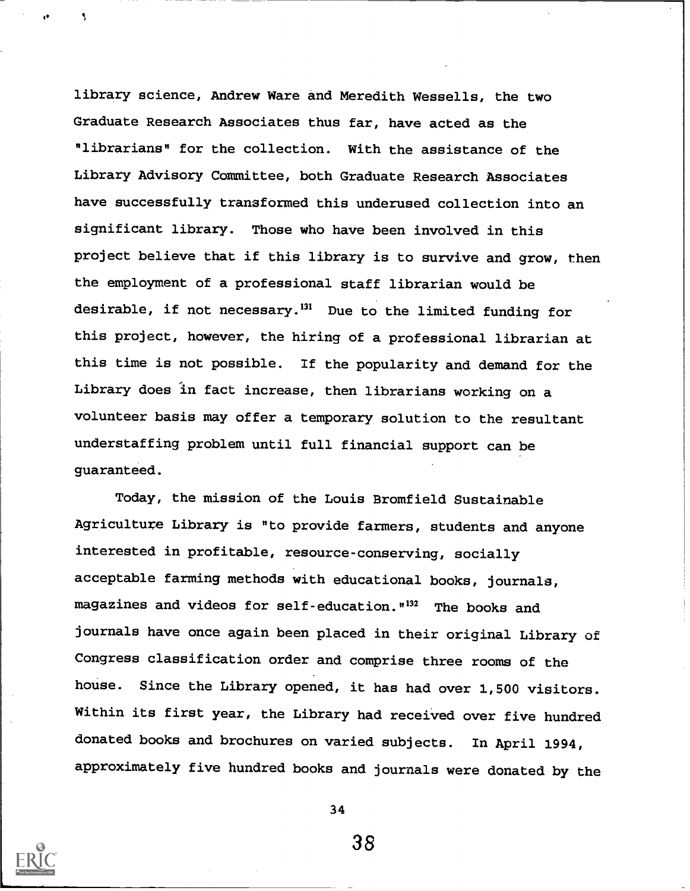library science, Andrew Ware and Meredith Wessells, the two Graduate Research Associates thus far, have acted as the "librarians" for the collection. With the assistance of the Library Advisory Committee, both Graduate Research Associates have successfully transformed this underused collection into an significant library. Those who have been involved in this project believe that if this library is to survive and grow, then the employment of a professional staff librarian would be desirable, if not necessary.[131] Due to the limited funding for this project, however, the hiring of a professional librarian at this time is not possible. If the popularity and demand for the Library does in fact increase, then librarians working on a volunteer basis may offer a temporary solution to the resultant understaffing problem until full financial support can be guaranteed.

Today, the mission of the Louis Bromfield Sustainable Agriculture Library is "to provide farmers, students and anyone interested in profitable, resource-conserving, socially acceptable farming methods with educational books, journals, magazines and videos for self-education."[132] The books and journals have once again been placed in their original Library of Congress classification order and comprise three rooms of the house. Since the Library opened, it has had over 1,500 visitors. Within its first year, the Library had received over five hundred donated books and brochures on varied subjects. In April 1994, approximately five hundred books and journals were donated by the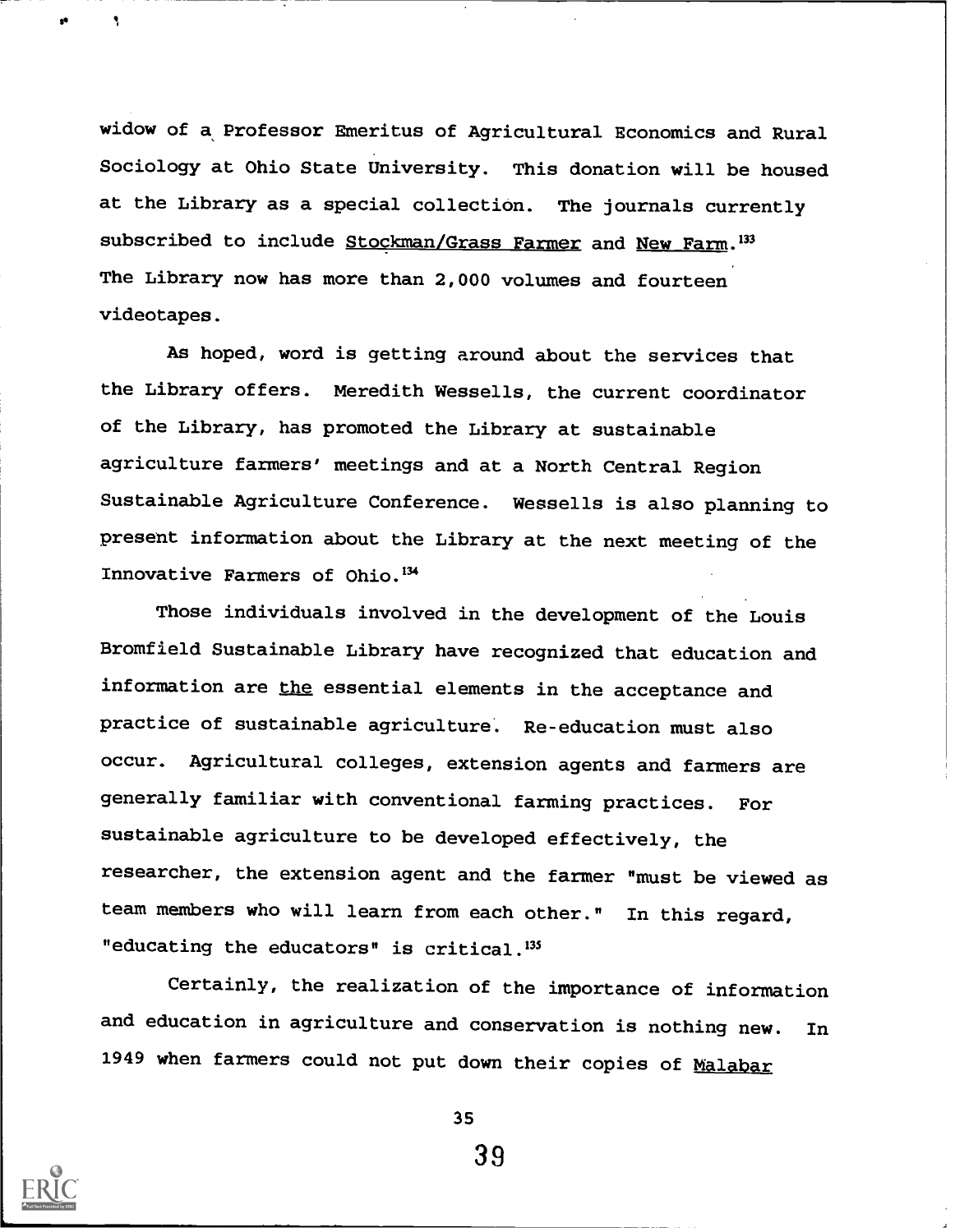widow of a Professor Emeritus of Agricultural Economics and Rural Sociology at Ohio State University. This donation will be housed at the Library as a special collection. The journals currently subscribed to include Stockman/Grass Farmer and New Farm.[133] The Library now has more than 2,000 volumes and fourteen videotapes.

As hoped, word is getting around about the services that the Library offers. Meredith Wessells, the current coordinator of the Library, has promoted the Library at sustainable agriculture farmers' meetings and at a North Central Region Sustainable Agriculture Conference. Wessells is also planning to present information about the Library at the next meeting of the Innovative Farmers of Ohio.[134]

Those individuals involved in the development of the Louis Bromfield Sustainable Library have recognized that education and information are the essential elements in the acceptance and practice of sustainable agriculture. Re-education must also occur. Agricultural colleges, extension agents and farmers are generally familiar with conventional farming practices. For sustainable agriculture to be developed effectively, the researcher, the extension agent and the farmer "must be viewed as team members who will learn from each other." In this regard, "educating the educators" is critical.[135]

Certainly, the realization of the importance of information and education in agriculture and conservation is nothing new. In 1949 when farmers could not put down their copies of Malabar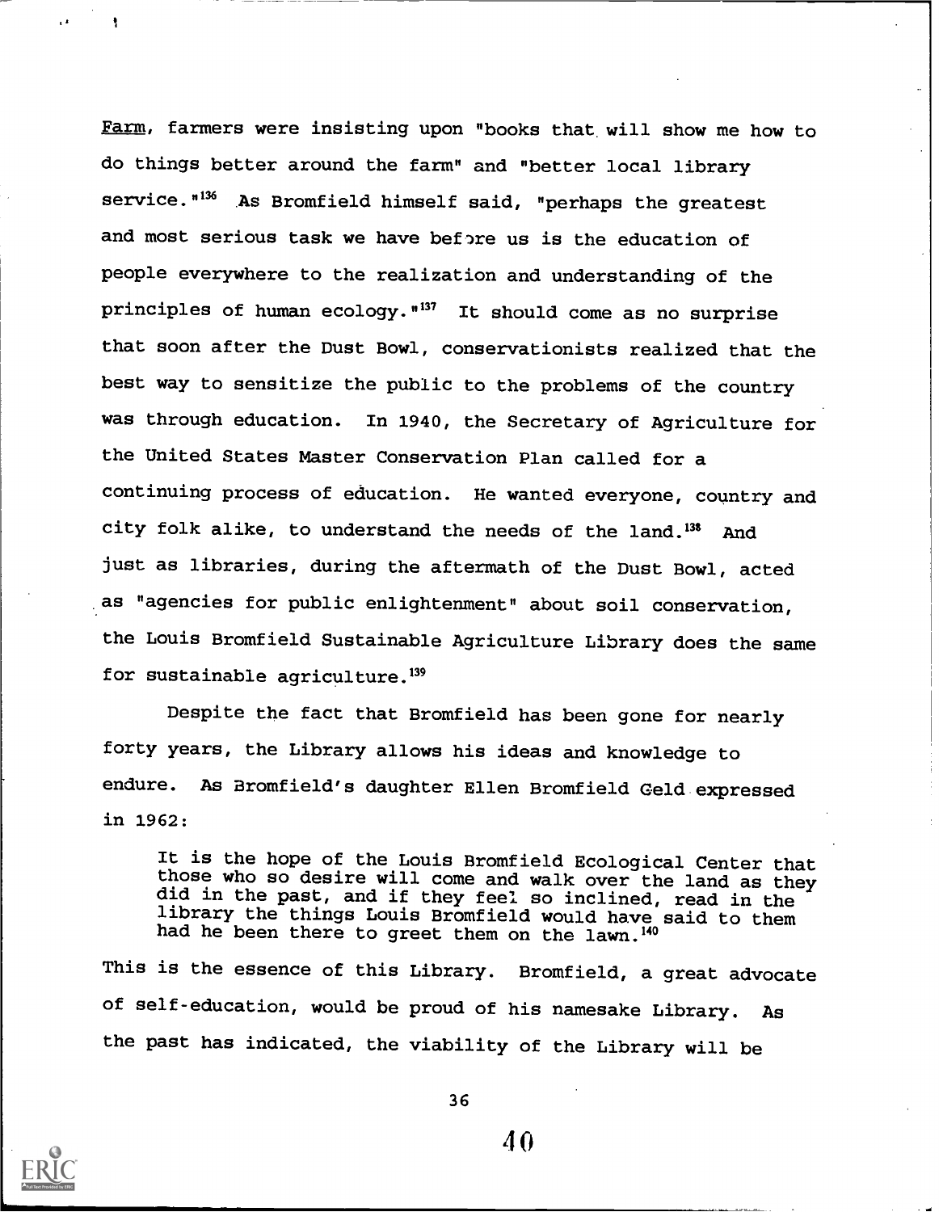Farm, farmers were insisting upon "books that will show me how to do things better around the farm" and "better local library service."[136] As Bromfield himself said, "perhaps the greatest and most serious task we have before us is the education of people everywhere to the realization and understanding of the principles of human ecology."[137] It should come as no surprise that soon after the Dust Bowl, conservationists realized that the best way to sensitize the public to the problems of the country was through education. In 1940, the Secretary of Agriculture for the United States Master Conservation Plan called for a continuing process of education. He wanted everyone, country and city folk alike, to understand the needs of the land.[138] And just as libraries, during the aftermath of the Dust Bowl, acted as "agencies for public enlightenment" about soil conservation, the Louis Bromfield Sustainable Agriculture Library does the same for sustainable agriculture.[139]

Despite the fact that Bromfield has been gone for nearly forty years, the Library allows his ideas and knowledge to endure. As Bromfield's daughter Ellen Bromfield Geld expressed in 1962:

> It is the hope of the Louis Bromfield Ecological Center that those who so desire will come and walk over the land as they did in the past, and if they feel so inclined, read in the library the things Louis Bromfield would have said to them had he been there to greet them on the lawn.[140]

This is the essence of this Library. Bromfield, a great advocate of self-education, would be proud of his namesake Library. As the past has indicated, the viability of the Library will be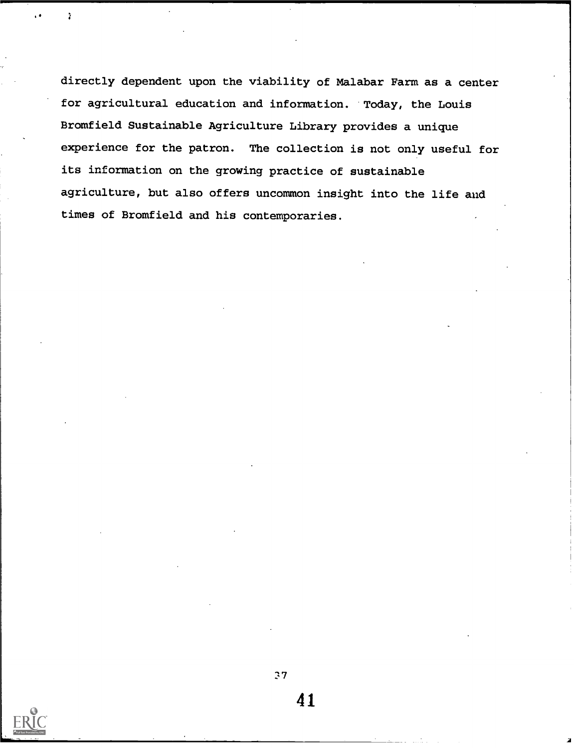directly dependent upon the viability of Malabar Farm as a center for agricultural education and information. Today, the Louis Bromfield Sustainable Agriculture Library provides a unique experience for the patron. The collection is not only useful for its information on the growing practice of sustainable agriculture, but also offers uncommon insight into the life and times of Bromfield and his contemporaries.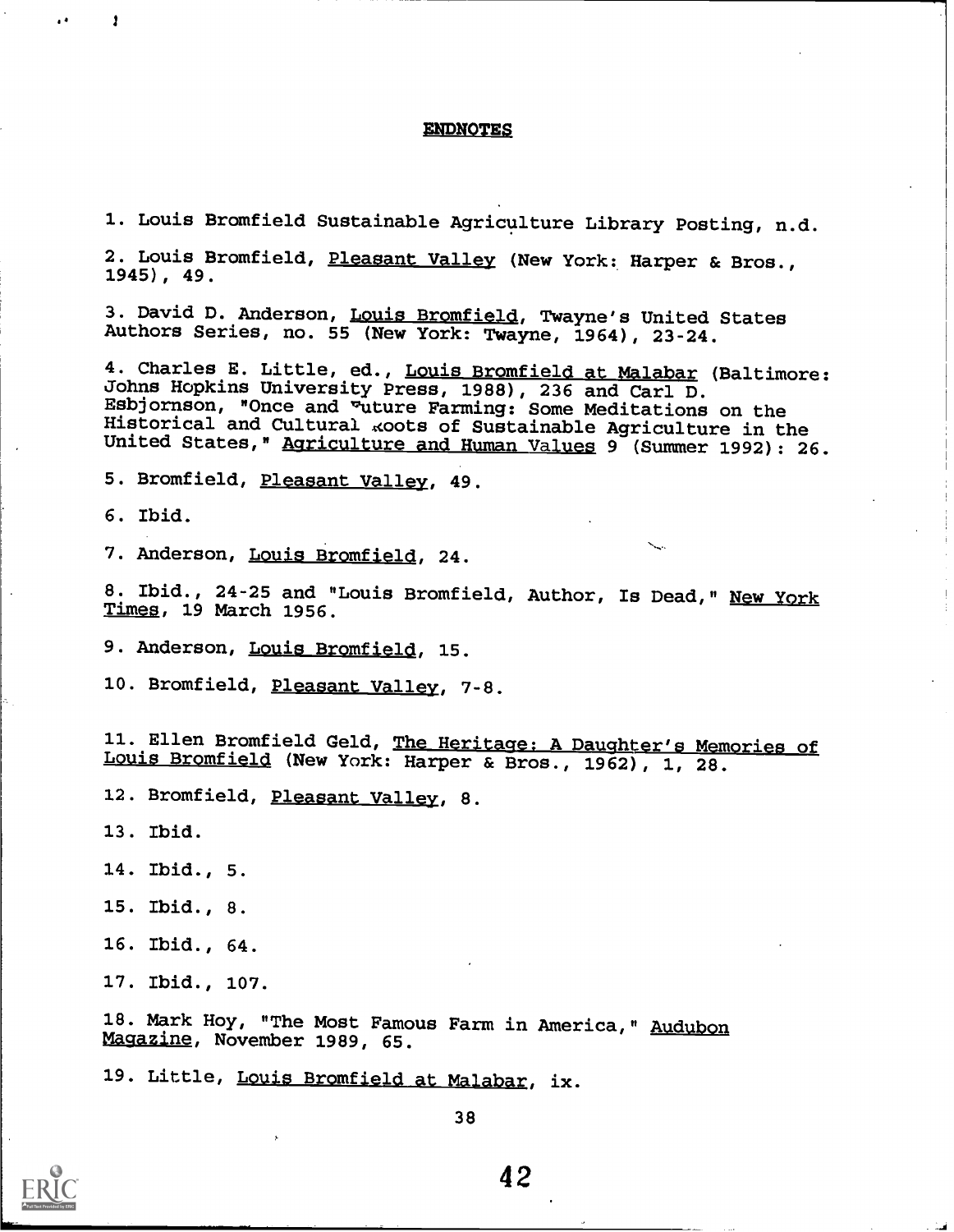## ENDNOTES

1. Louis Bromfield Sustainable Agriculture Library Posting, n.d.

2. Louis Bromfield, Pleasant Valley (New York: Harper & Bros., 1945), 49.

3. David D. Anderson, Louis Bromfield, Twayne's United States Authors Series, no. 55 (New York: Twayne, 1964), 23-24.

4. Charles E. Little, ed., Louis Bromfield at Malabar (Baltimore: Johns Hopkins University Press, 1988), 236 and Carl D. Esbjornson, "Once and Future Farming: Some Meditations on the Historical and Cultural Roots of Sustainable Agriculture in the United States," Agriculture and Human Values 9 (Summer 1992): 26.

5. Bromfield, Pleasant Valley, 49.

6. Ibid.

7. Anderson, Louis Bromfield, 24.

8. Ibid., 24-25 and "Louis Bromfield, Author, Is Dead," New York Times, 19 March 1956.

9. Anderson, Louis Bromfield, 15.

10. Bromfield, Pleasant Valley, 7-8.

11. Ellen Bromfield Geld, The Heritage: A Daughter's Memories of Louis Bromfield (New York: Harper & Bros., 1962), 1, 28.

12. Bromfield, Pleasant Valley, 8.

13. Ibid.

14. Ibid., 5.

15. Ibid., 8.

16. Ibid., 64.

17. Ibid., 107.

18. Mark Hoy, "The Most Famous Farm in America," Audubon Magazine, November 1989, 65.

19. Little, Louis Bromfield at Malabar, ix.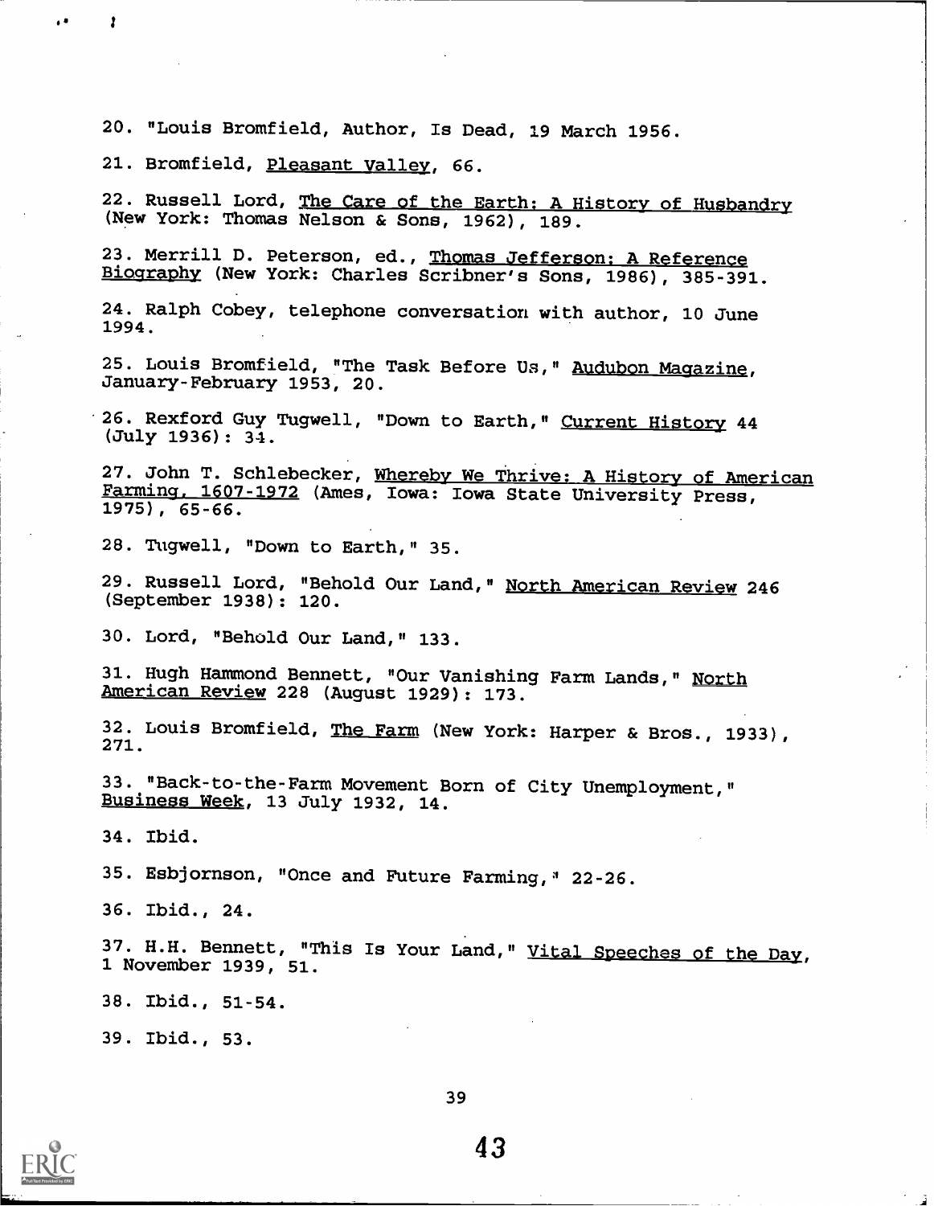20. "Louis Bromfield, Author, Is Dead, 19 March 1956.

21. Bromfield, Pleasant Valley, 66.

22. Russell Lord, The Care of the Earth: A History of Husbandry (New York: Thomas Nelson & Sons, 1962), 189.

23. Merrill D. Peterson, ed., Thomas Jefferson: A Reference Biography (New York: Charles Scribner's Sons, 1986), 385-391.

24. Ralph Cobey, telephone conversation with author, 10 June 1994.

25. Louis Bromfield, "The Task Before Us," Audubon Magazine, January-February 1953, 20.

26. Rexford Guy Tugwell, "Down to Earth," Current History 44 (July 1936): 34.

27. John T. Schlebecker, Whereby We Thrive: A History of American Farming, 1607-1972 (Ames, Iowa: Iowa State University Press, 1975), 65-66.

28. Tugwell, "Down to Earth," 35.

29. Russell Lord, "Behold Our Land," North American Review 246 (September 1938): 120.

30. Lord, "Behold Our Land," 133.

31. Hugh Hammond Bennett, "Our Vanishing Farm Lands," North American Review 228 (August 1929): 173.

32. Louis Bromfield, The Farm (New York: Harper & Bros., 1933), 271.

33. "Back-to-the-Farm Movement Born of City Unemployment," Business Week, 13 July 1932, 14.

34. Ibid.

35. Esbjornson, "Once and Future Farming," 22-26.

36. Ibid., 24.

37. H.H. Bennett, "This Is Your Land," Vital Speeches of the Day, 1 November 1939, 51.

38. Ibid., 51-54.

39. Ibid., 53.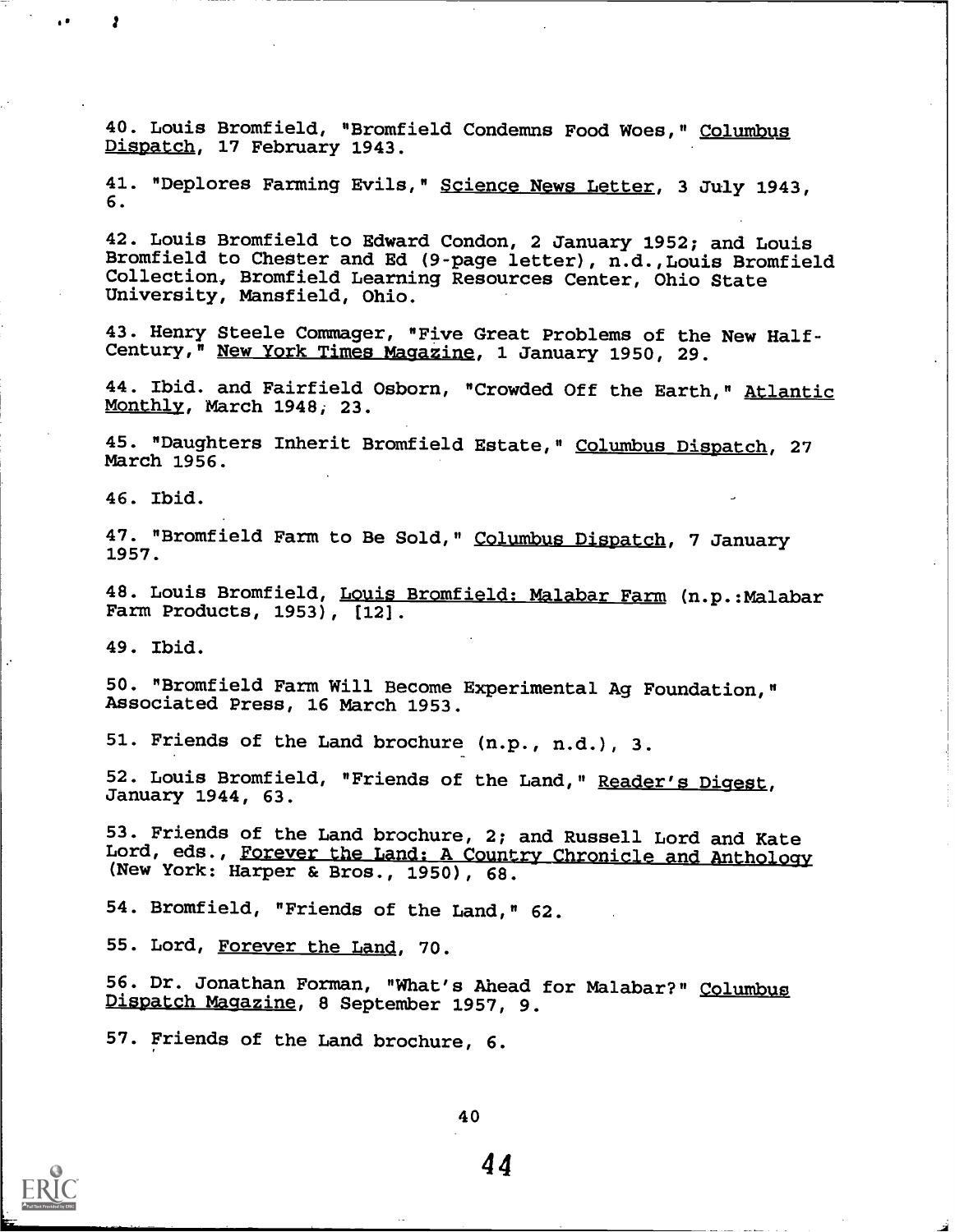40. Louis Bromfield, "Bromfield Condemns Food Woes," Columbus Dispatch, 17 February 1943.

41. "Deplores Farming Evils," Science News Letter, 3 July 1943, 6.

42. Louis Bromfield to Edward Condon, 2 January 1952; and Louis Bromfield to Chester and Ed (9-page letter), n.d.,Louis Bromfield Collection, Bromfield Learning Resources Center, Ohio State University, Mansfield, Ohio.

43. Henry Steele Commager, "Five Great Problems of the New Half-Century," New York Times Magazine, 1 January 1950, 29.

44. Ibid. and Fairfield Osborn, "Crowded Off the Earth," Atlantic Monthly, March 1948, 23.

45. "Daughters Inherit Bromfield Estate," Columbus Dispatch, 27 March 1956.

46. Ibid.

47. "Bromfield Farm to Be Sold," Columbus Dispatch, 7 January 1957.

48. Louis Bromfield, Louis Bromfield: Malabar Farm (n.p.:Malabar Farm Products, 1953), [12].

49. Ibid.

50. "Bromfield Farm Will Become Experimental Ag Foundation," Associated Press, 16 March 1953.

51. Friends of the Land brochure (n.p., n.d.), 3.

52. Louis Bromfield, "Friends of the Land," Reader's Digest, January 1944, 63.

53. Friends of the Land brochure, 2; and Russell Lord and Kate Lord, eds., Forever the Land: A Country Chronicle and Anthology (New York: Harper & Bros., 1950), 68.

54. Bromfield, "Friends of the Land," 62.

55. Lord, Forever the Land, 70.

56. Dr. Jonathan Forman, "What's Ahead for Malabar?" Columbus Dispatch Magazine, 8 September 1957, 9.

57. Friends of the Land brochure, 6.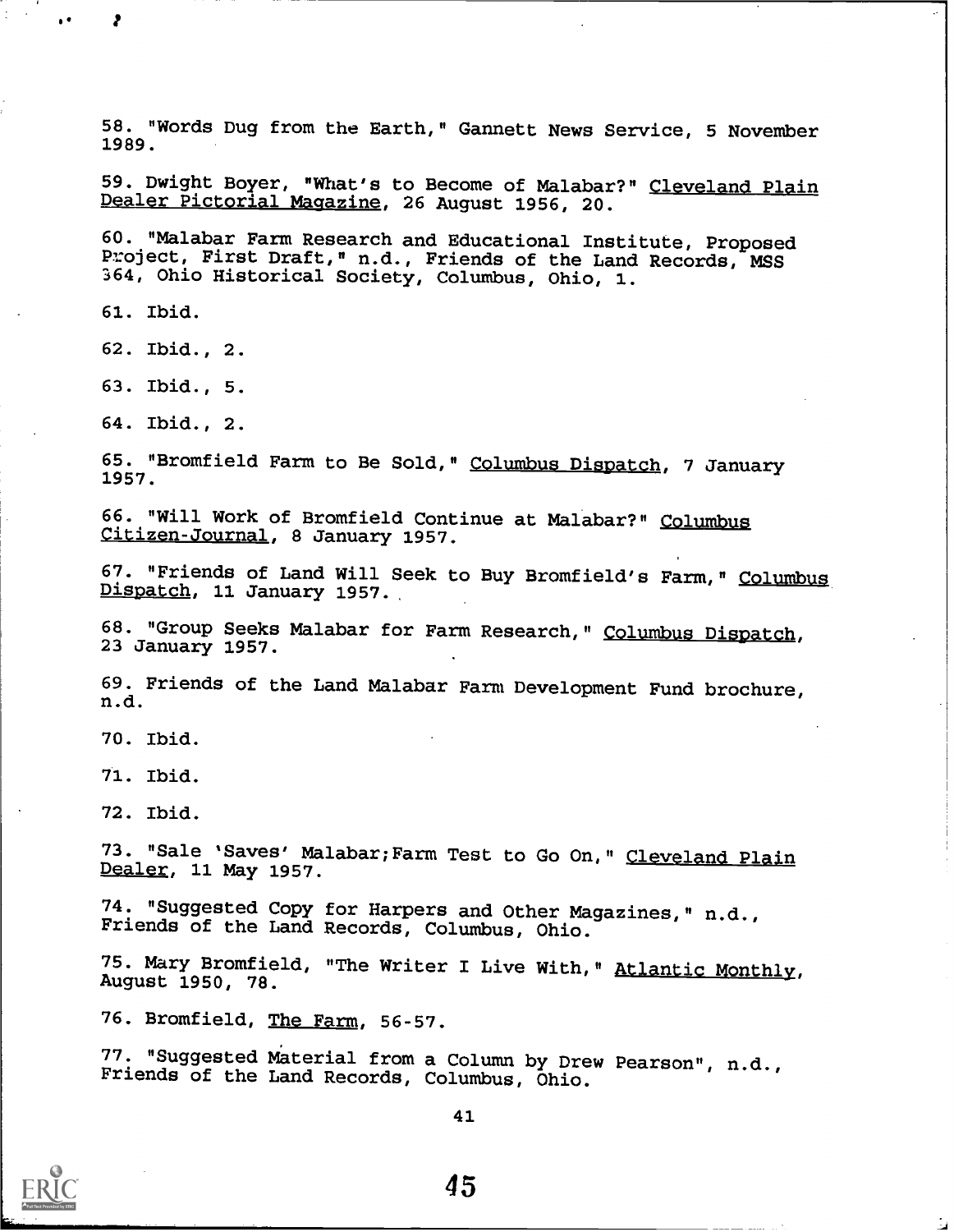58. "Words Dug from the Earth," Gannett News Service, 5 November 1989.

59. Dwight Boyer, "What's to Become of Malabar?" Cleveland Plain Dealer Pictorial Magazine, 26 August 1956, 20.

60. "Malabar Farm Research and Educational Institute, Proposed Project, First Draft," n.d., Friends of the Land Records, MSS 364, Ohio Historical Society, Columbus, Ohio, 1.

61. Ibid.

62. Ibid., 2.

63. Ibid., 5.

64. Ibid., 2.

65. "Bromfield Farm to Be Sold," Columbus Dispatch, 7 January 1957.

66. "Will Work of Bromfield Continue at Malabar?" Columbus Citizen-Journal, 8 January 1957.

67. "Friends of Land Will Seek to Buy Bromfield's Farm," Columbus Dispatch, 11 January 1957.

68. "Group Seeks Malabar for Farm Research," Columbus Dispatch, 23 January 1957.

69. Friends of the Land Malabar Farm Development Fund brochure, n.d.

70. Ibid.

71. Ibid.

72. Ibid.

73. "Sale 'Saves' Malabar;Farm Test to Go On," Cleveland Plain Dealer, 11 May 1957.

74. "Suggested Copy for Harpers and Other Magazines," n.d., Friends of the Land Records, Columbus, Ohio.

75. Mary Bromfield, "The Writer I Live With," Atlantic Monthly, August 1950, 78.

76. Bromfield, The Farm, 56-57.

77. "Suggested Material from a Column by Drew Pearson", n.d., Friends of the Land Records, Columbus, Ohio.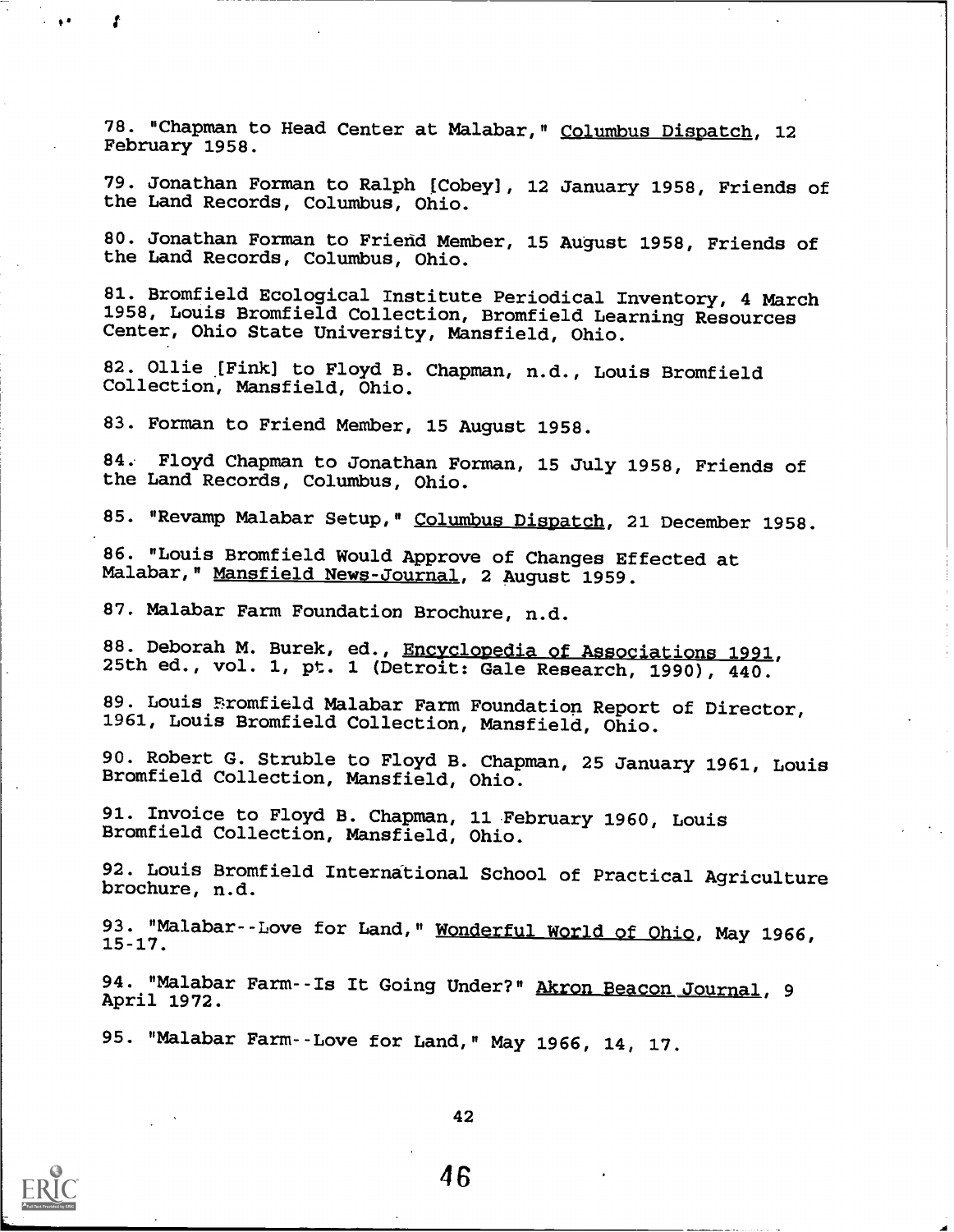78. "Chapman to Head Center at Malabar," Columbus Dispatch, 12 February 1958.

79. Jonathan Forman to Ralph [Cobey], 12 January 1958, Friends of the Land Records, Columbus, Ohio.

80. Jonathan Forman to Friend Member, 15 August 1958, Friends of the Land Records, Columbus, Ohio.

81. Bromfield Ecological Institute Periodical Inventory, 4 March 1958, Louis Bromfield Collection, Bromfield Learning Resources Center, Ohio State University, Mansfield, Ohio.

82. Ollie [Fink] to Floyd B. Chapman, n.d., Louis Bromfield Collection, Mansfield, Ohio.

83. Forman to Friend Member, 15 August 1958.

84. Floyd Chapman to Jonathan Forman, 15 July 1958, Friends of the Land Records, Columbus, Ohio.

85. "Revamp Malabar Setup," Columbus Dispatch, 21 December 1958.

86. "Louis Bromfield Would Approve of Changes Effected at Malabar," Mansfield News-Journal, 2 August 1959.

87. Malabar Farm Foundation Brochure, n.d.

88. Deborah M. Burek, ed., Encyclopedia of Associations 1991, 25th ed., vol. 1, pt. 1 (Detroit: Gale Research, 1990), 440.

89. Louis Bromfield Malabar Farm Foundation Report of Director, 1961, Louis Bromfield Collection, Mansfield, Ohio.

90. Robert G. Struble to Floyd B. Chapman, 25 January 1961, Louis Bromfield Collection, Mansfield, Ohio.

91. Invoice to Floyd B. Chapman, 11 February 1960, Louis Bromfield Collection, Mansfield, Ohio.

92. Louis Bromfield International School of Practical Agriculture brochure, n.d.

93. "Malabar--Love for Land," Wonderful World of Ohio, May 1966, 15-17.

94. "Malabar Farm--Is It Going Under?" Akron Beacon Journal, 9 April 1972.

95. "Malabar Farm--Love for Land," May 1966, 14, 17.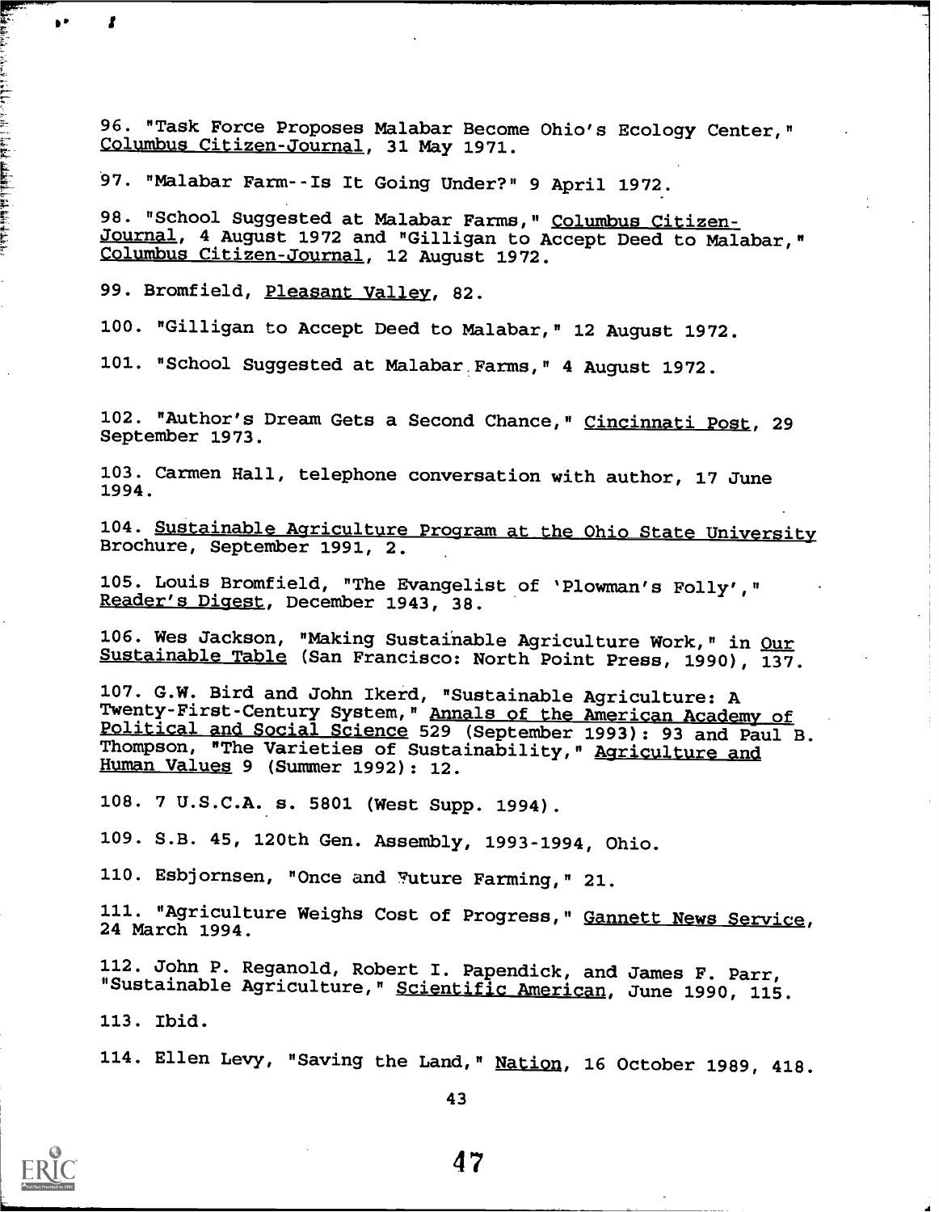96. "Task Force Proposes Malabar Become Ohio's Ecology Center," Columbus Citizen-Journal, 31 May 1971.

97. "Malabar Farm--Is It Going Under?" 9 April 1972.

98. "School Suggested at Malabar Farms," Columbus Citizen-Journal, 4 August 1972 and "Gilligan to Accept Deed to Malabar," Columbus Citizen-Journal, 12 August 1972.

99. Bromfield, Pleasant Valley, 82.

100. "Gilligan to Accept Deed to Malabar," 12 August 1972.

101. "School Suggested at Malabar Farms," 4 August 1972.

102. "Author's Dream Gets a Second Chance," Cincinnati Post, 29 September 1973.

103. Carmen Hall, telephone conversation with author, 17 June 1994.

104. Sustainable Agriculture Program at the Ohio State University Brochure, September 1991, 2.

105. Louis Bromfield, "The Evangelist of 'Plowman's Folly'," Reader's Digest, December 1943, 38.

106. Wes Jackson, "Making Sustainable Agriculture Work," in Our Sustainable Table (San Francisco: North Point Press, 1990), 137.

107. G.W. Bird and John Ikerd, "Sustainable Agriculture: A Twenty-First-Century System," Annals of the American Academy of Political and Social Science 529 (September 1993): 93 and Paul B. Thompson, "The Varieties of Sustainability," Agriculture and Human Values 9 (Summer 1992): 12.

108. 7 U.S.C.A. s. 5801 (West Supp. 1994).

109. S.B. 45, 120th Gen. Assembly, 1993-1994, Ohio.

110. Esbjornsen, "Once and Future Farming," 21.

111. "Agriculture Weighs Cost of Progress," Gannett News Service, 24 March 1994.

112. John P. Reganold, Robert I. Papendick, and James F. Parr, "Sustainable Agriculture," Scientific American, June 1990, 115.

113. Ibid.

114. Ellen Levy, "Saving the Land," Nation, 16 October 1989, 418.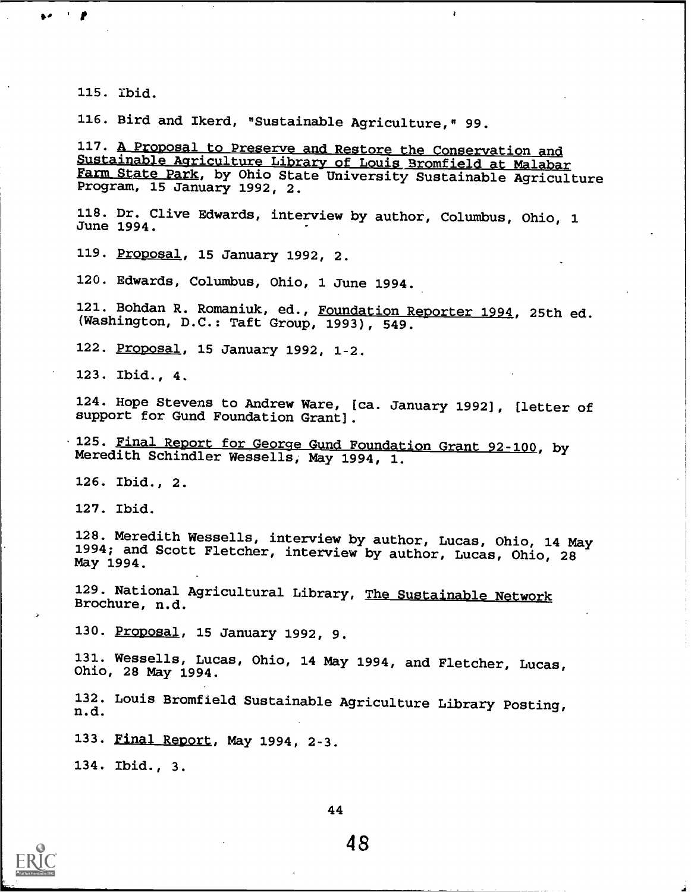115. Ibid.

116. Bird and Ikerd, "Sustainable Agriculture," 99.

117. A Proposal to Preserve and Restore the Conservation and Sustainable Agriculture Library of Louis Bromfield at Malabar Farm State Park, by Ohio State University Sustainable Agriculture Program, 15 January 1992, 2.

118. Dr. Clive Edwards, interview by author, Columbus, Ohio, 1 June 1994.

119. Proposal, 15 January 1992, 2.

120. Edwards, Columbus, Ohio, 1 June 1994.

121. Bohdan R. Romaniuk, ed., Foundation Reporter 1994, 25th ed. (Washington, D.C.: Taft Group, 1993), 549.

122. Proposal, 15 January 1992, 1-2.

123. Ibid., 4.

124. Hope Stevens to Andrew Ware, [ca. January 1992], [letter of support for Gund Foundation Grant].

125. Final Report for George Gund Foundation Grant 92-100, by Meredith Schindler Wessells, May 1994, 1.

126. Ibid., 2.

127. Ibid.

128. Meredith Wessells, interview by author, Lucas, Ohio, 14 May 1994; and Scott Fletcher, interview by author, Lucas, Ohio, 28 May 1994.

129. National Agricultural Library, The Sustainable Network Brochure, n.d.

130. Proposal, 15 January 1992, 9.

131. Wessells, Lucas, Ohio, 14 May 1994, and Fletcher, Lucas, Ohio, 28 May 1994.

132. Louis Bromfield Sustainable Agriculture Library Posting, n.d.

133. Final Report, May 1994, 2-3.

134. Ibid., 3.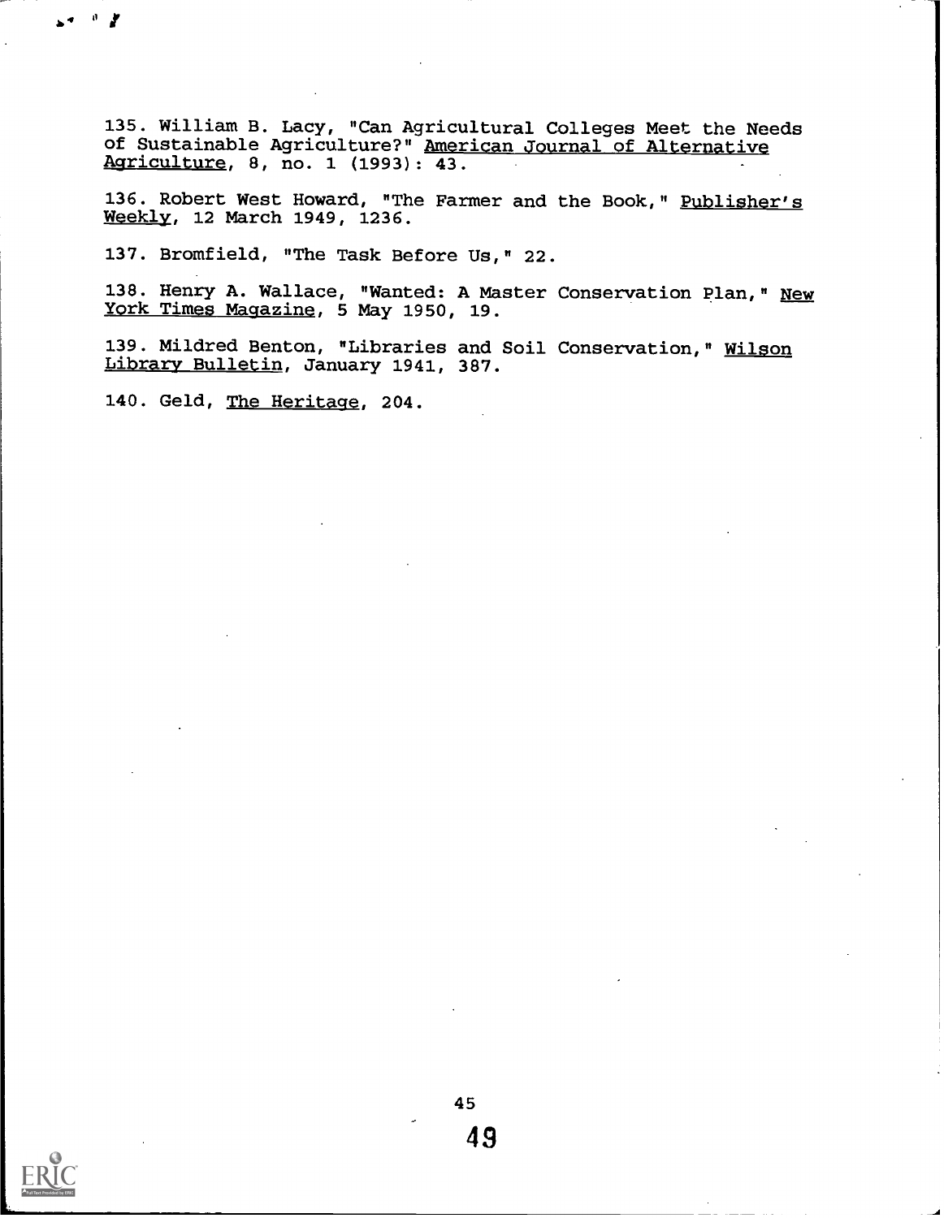135. William B. Lacy, "Can Agricultural Colleges Meet the Needs of Sustainable Agriculture?" American Journal of Alternative Agriculture, 8, no. 1 (1993): 43.

136. Robert West Howard, "The Farmer and the Book," Publisher's Weekly, 12 March 1949, 1236.

137. Bromfield, "The Task Before Us," 22.

138. Henry A. Wallace, "Wanted: A Master Conservation Plan," New York Times Magazine, 5 May 1950, 19.

139. Mildred Benton, "Libraries and Soil Conservation," Wilson Library Bulletin, January 1941, 387.

140. Geld, The Heritage, 204.